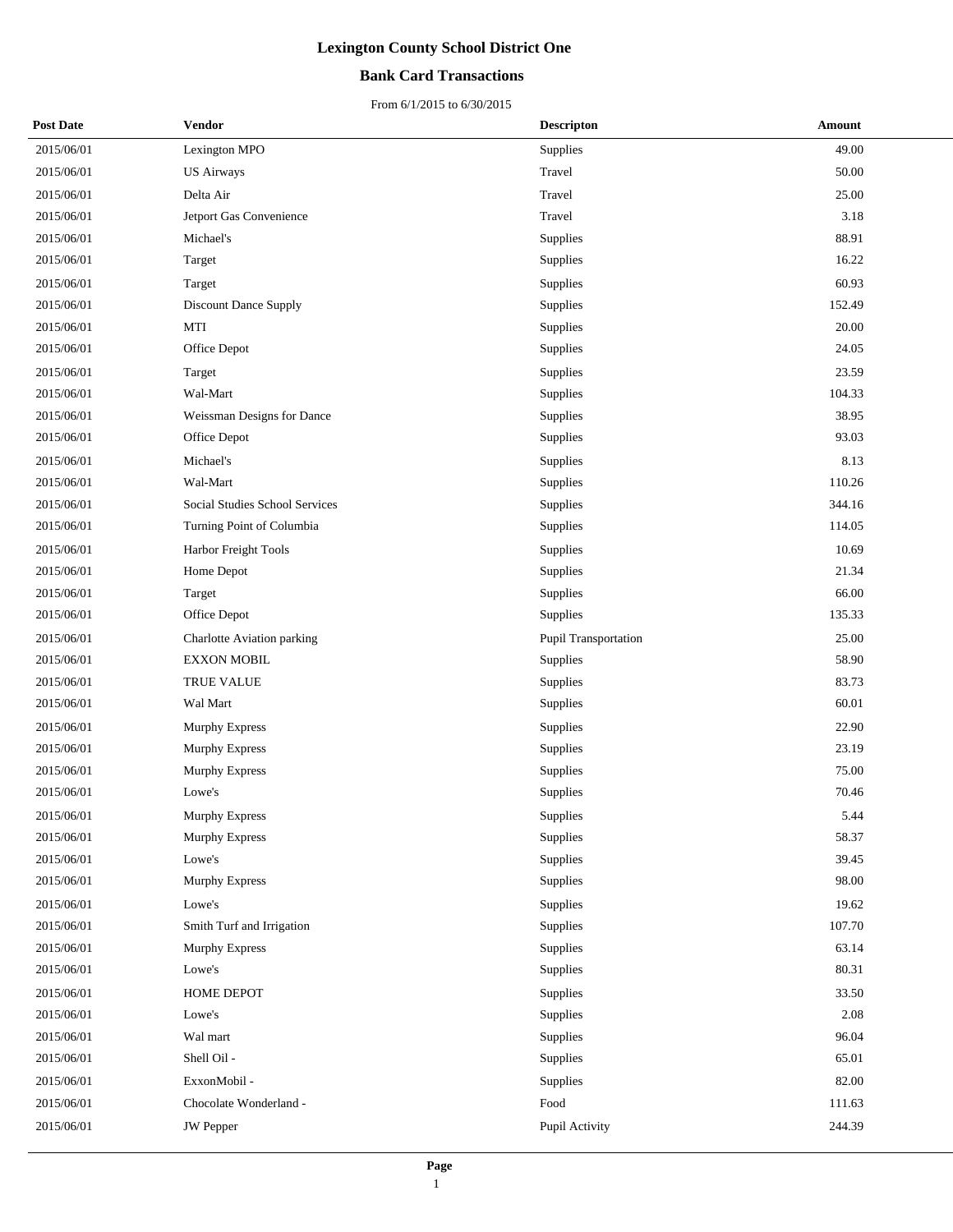# Lexington County School District One

## Bank Card Transactions

From 6/1/2015 to 6/30/2015

| Post Date | Vendor | Descripton | Amount |
|---|---|---|---|
| 2015/06/01 | Lexington MPO | Supplies | 49.00 |
| 2015/06/01 | US Airways | Travel | 50.00 |
| 2015/06/01 | Delta Air | Travel | 25.00 |
| 2015/06/01 | Jetport Gas Convenience | Travel | 3.18 |
| 2015/06/01 | Michael's | Supplies | 88.91 |
| 2015/06/01 | Target | Supplies | 16.22 |
| 2015/06/01 | Target | Supplies | 60.93 |
| 2015/06/01 | Discount Dance Supply | Supplies | 152.49 |
| 2015/06/01 | MTI | Supplies | 20.00 |
| 2015/06/01 | Office Depot | Supplies | 24.05 |
| 2015/06/01 | Target | Supplies | 23.59 |
| 2015/06/01 | Wal-Mart | Supplies | 104.33 |
| 2015/06/01 | Weissman Designs for Dance | Supplies | 38.95 |
| 2015/06/01 | Office Depot | Supplies | 93.03 |
| 2015/06/01 | Michael's | Supplies | 8.13 |
| 2015/06/01 | Wal-Mart | Supplies | 110.26 |
| 2015/06/01 | Social Studies School Services | Supplies | 344.16 |
| 2015/06/01 | Turning Point of Columbia | Supplies | 114.05 |
| 2015/06/01 | Harbor Freight Tools | Supplies | 10.69 |
| 2015/06/01 | Home Depot | Supplies | 21.34 |
| 2015/06/01 | Target | Supplies | 66.00 |
| 2015/06/01 | Office Depot | Supplies | 135.33 |
| 2015/06/01 | Charlotte Aviation parking | Pupil Transportation | 25.00 |
| 2015/06/01 | EXXON MOBIL | Supplies | 58.90 |
| 2015/06/01 | TRUE VALUE | Supplies | 83.73 |
| 2015/06/01 | Wal Mart | Supplies | 60.01 |
| 2015/06/01 | Murphy Express | Supplies | 22.90 |
| 2015/06/01 | Murphy Express | Supplies | 23.19 |
| 2015/06/01 | Murphy Express | Supplies | 75.00 |
| 2015/06/01 | Lowe's | Supplies | 70.46 |
| 2015/06/01 | Murphy Express | Supplies | 5.44 |
| 2015/06/01 | Murphy Express | Supplies | 58.37 |
| 2015/06/01 | Lowe's | Supplies | 39.45 |
| 2015/06/01 | Murphy Express | Supplies | 98.00 |
| 2015/06/01 | Lowe's | Supplies | 19.62 |
| 2015/06/01 | Smith Turf and Irrigation | Supplies | 107.70 |
| 2015/06/01 | Murphy Express | Supplies | 63.14 |
| 2015/06/01 | Lowe's | Supplies | 80.31 |
| 2015/06/01 | HOME DEPOT | Supplies | 33.50 |
| 2015/06/01 | Lowe's | Supplies | 2.08 |
| 2015/06/01 | Wal mart | Supplies | 96.04 |
| 2015/06/01 | Shell Oil - | Supplies | 65.01 |
| 2015/06/01 | ExxonMobil - | Supplies | 82.00 |
| 2015/06/01 | Chocolate Wonderland - | Food | 111.63 |
| 2015/06/01 | JW Pepper | Pupil Activity | 244.39 |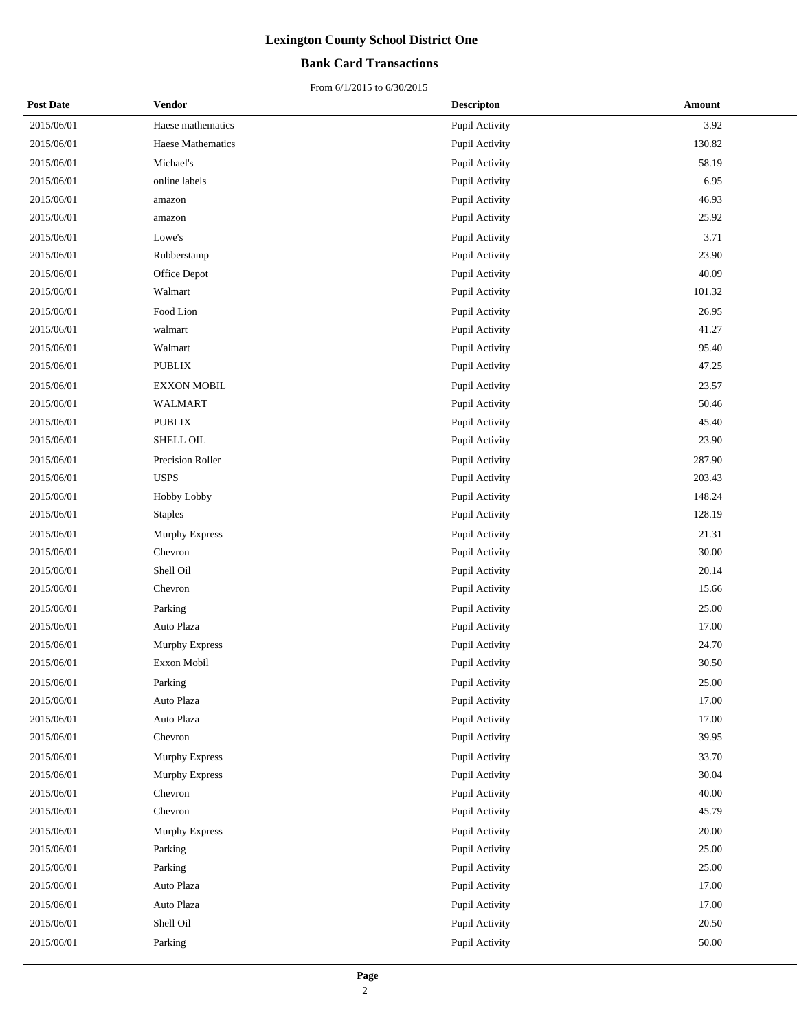# Lexington County School District One

## Bank Card Transactions

From 6/1/2015 to 6/30/2015

| Post Date | Vendor | Descripton | Amount |
|---|---|---|---|
| 2015/06/01 | Haese mathematics | Pupil Activity | 3.92 |
| 2015/06/01 | Haese Mathematics | Pupil Activity | 130.82 |
| 2015/06/01 | Michael's | Pupil Activity | 58.19 |
| 2015/06/01 | online labels | Pupil Activity | 6.95 |
| 2015/06/01 | amazon | Pupil Activity | 46.93 |
| 2015/06/01 | amazon | Pupil Activity | 25.92 |
| 2015/06/01 | Lowe's | Pupil Activity | 3.71 |
| 2015/06/01 | Rubberstamp | Pupil Activity | 23.90 |
| 2015/06/01 | Office Depot | Pupil Activity | 40.09 |
| 2015/06/01 | Walmart | Pupil Activity | 101.32 |
| 2015/06/01 | Food Lion | Pupil Activity | 26.95 |
| 2015/06/01 | walmart | Pupil Activity | 41.27 |
| 2015/06/01 | Walmart | Pupil Activity | 95.40 |
| 2015/06/01 | PUBLIX | Pupil Activity | 47.25 |
| 2015/06/01 | EXXON MOBIL | Pupil Activity | 23.57 |
| 2015/06/01 | WALMART | Pupil Activity | 50.46 |
| 2015/06/01 | PUBLIX | Pupil Activity | 45.40 |
| 2015/06/01 | SHELL OIL | Pupil Activity | 23.90 |
| 2015/06/01 | Precision Roller | Pupil Activity | 287.90 |
| 2015/06/01 | USPS | Pupil Activity | 203.43 |
| 2015/06/01 | Hobby Lobby | Pupil Activity | 148.24 |
| 2015/06/01 | Staples | Pupil Activity | 128.19 |
| 2015/06/01 | Murphy Express | Pupil Activity | 21.31 |
| 2015/06/01 | Chevron | Pupil Activity | 30.00 |
| 2015/06/01 | Shell Oil | Pupil Activity | 20.14 |
| 2015/06/01 | Chevron | Pupil Activity | 15.66 |
| 2015/06/01 | Parking | Pupil Activity | 25.00 |
| 2015/06/01 | Auto Plaza | Pupil Activity | 17.00 |
| 2015/06/01 | Murphy Express | Pupil Activity | 24.70 |
| 2015/06/01 | Exxon Mobil | Pupil Activity | 30.50 |
| 2015/06/01 | Parking | Pupil Activity | 25.00 |
| 2015/06/01 | Auto Plaza | Pupil Activity | 17.00 |
| 2015/06/01 | Auto Plaza | Pupil Activity | 17.00 |
| 2015/06/01 | Chevron | Pupil Activity | 39.95 |
| 2015/06/01 | Murphy Express | Pupil Activity | 33.70 |
| 2015/06/01 | Murphy Express | Pupil Activity | 30.04 |
| 2015/06/01 | Chevron | Pupil Activity | 40.00 |
| 2015/06/01 | Chevron | Pupil Activity | 45.79 |
| 2015/06/01 | Murphy Express | Pupil Activity | 20.00 |
| 2015/06/01 | Parking | Pupil Activity | 25.00 |
| 2015/06/01 | Parking | Pupil Activity | 25.00 |
| 2015/06/01 | Auto Plaza | Pupil Activity | 17.00 |
| 2015/06/01 | Auto Plaza | Pupil Activity | 17.00 |
| 2015/06/01 | Shell Oil | Pupil Activity | 20.50 |
| 2015/06/01 | Parking | Pupil Activity | 50.00 |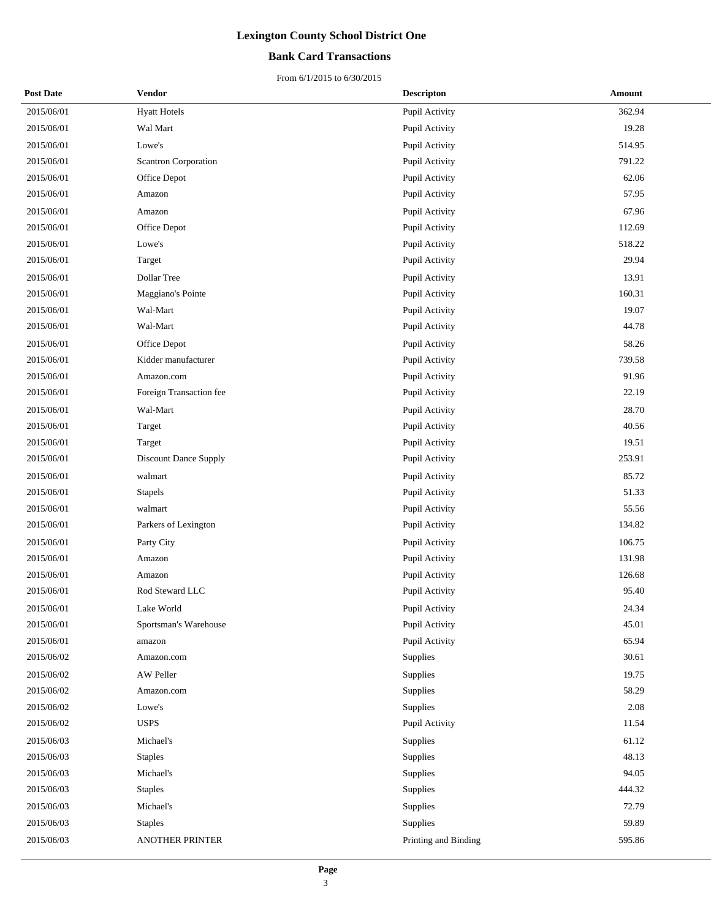# Lexington County School District One

## Bank Card Transactions

From 6/1/2015 to 6/30/2015

| Post Date | Vendor | Descripton | Amount |
|---|---|---|---|
| 2015/06/01 | Hyatt Hotels | Pupil Activity | 362.94 |
| 2015/06/01 | Wal Mart | Pupil Activity | 19.28 |
| 2015/06/01 | Lowe's | Pupil Activity | 514.95 |
| 2015/06/01 | Scantron Corporation | Pupil Activity | 791.22 |
| 2015/06/01 | Office Depot | Pupil Activity | 62.06 |
| 2015/06/01 | Amazon | Pupil Activity | 57.95 |
| 2015/06/01 | Amazon | Pupil Activity | 67.96 |
| 2015/06/01 | Office Depot | Pupil Activity | 112.69 |
| 2015/06/01 | Lowe's | Pupil Activity | 518.22 |
| 2015/06/01 | Target | Pupil Activity | 29.94 |
| 2015/06/01 | Dollar Tree | Pupil Activity | 13.91 |
| 2015/06/01 | Maggiano's Pointe | Pupil Activity | 160.31 |
| 2015/06/01 | Wal-Mart | Pupil Activity | 19.07 |
| 2015/06/01 | Wal-Mart | Pupil Activity | 44.78 |
| 2015/06/01 | Office Depot | Pupil Activity | 58.26 |
| 2015/06/01 | Kidder manufacturer | Pupil Activity | 739.58 |
| 2015/06/01 | Amazon.com | Pupil Activity | 91.96 |
| 2015/06/01 | Foreign Transaction fee | Pupil Activity | 22.19 |
| 2015/06/01 | Wal-Mart | Pupil Activity | 28.70 |
| 2015/06/01 | Target | Pupil Activity | 40.56 |
| 2015/06/01 | Target | Pupil Activity | 19.51 |
| 2015/06/01 | Discount Dance Supply | Pupil Activity | 253.91 |
| 2015/06/01 | walmart | Pupil Activity | 85.72 |
| 2015/06/01 | Stapels | Pupil Activity | 51.33 |
| 2015/06/01 | walmart | Pupil Activity | 55.56 |
| 2015/06/01 | Parkers of Lexington | Pupil Activity | 134.82 |
| 2015/06/01 | Party City | Pupil Activity | 106.75 |
| 2015/06/01 | Amazon | Pupil Activity | 131.98 |
| 2015/06/01 | Amazon | Pupil Activity | 126.68 |
| 2015/06/01 | Rod Steward LLC | Pupil Activity | 95.40 |
| 2015/06/01 | Lake World | Pupil Activity | 24.34 |
| 2015/06/01 | Sportsman's Warehouse | Pupil Activity | 45.01 |
| 2015/06/01 | amazon | Pupil Activity | 65.94 |
| 2015/06/02 | Amazon.com | Supplies | 30.61 |
| 2015/06/02 | AW Peller | Supplies | 19.75 |
| 2015/06/02 | Amazon.com | Supplies | 58.29 |
| 2015/06/02 | Lowe's | Supplies | 2.08 |
| 2015/06/02 | USPS | Pupil Activity | 11.54 |
| 2015/06/03 | Michael's | Supplies | 61.12 |
| 2015/06/03 | Staples | Supplies | 48.13 |
| 2015/06/03 | Michael's | Supplies | 94.05 |
| 2015/06/03 | Staples | Supplies | 444.32 |
| 2015/06/03 | Michael's | Supplies | 72.79 |
| 2015/06/03 | Staples | Supplies | 59.89 |
| 2015/06/03 | ANOTHER PRINTER | Printing and Binding | 595.86 |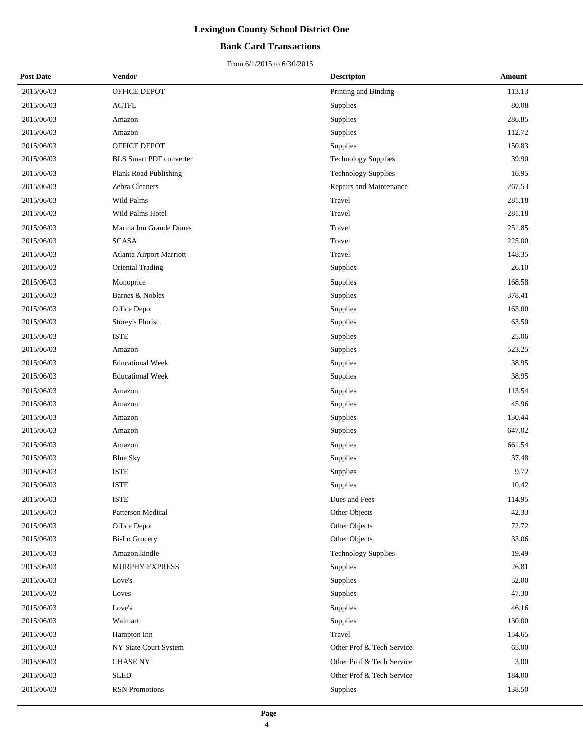# Lexington County School District One

## Bank Card Transactions

From 6/1/2015 to 6/30/2015

| Post Date | Vendor | Descripton | Amount |
|---|---|---|---|
| 2015/06/03 | OFFICE DEPOT | Printing and Binding | 113.13 |
| 2015/06/03 | ACTFL | Supplies | 80.08 |
| 2015/06/03 | Amazon | Supplies | 286.85 |
| 2015/06/03 | Amazon | Supplies | 112.72 |
| 2015/06/03 | OFFICE DEPOT | Supplies | 150.83 |
| 2015/06/03 | BLS Smart PDF converter | Technology Supplies | 39.90 |
| 2015/06/03 | Plank Road Publishing | Technology Supplies | 16.95 |
| 2015/06/03 | Zebra Cleaners | Repairs and Maintenance | 267.53 |
| 2015/06/03 | Wild Palms | Travel | 281.18 |
| 2015/06/03 | Wild Palms Hotel | Travel | -281.18 |
| 2015/06/03 | Marina Inn Grande Dunes | Travel | 251.85 |
| 2015/06/03 | SCASA | Travel | 225.00 |
| 2015/06/03 | Atlanta Airport Marriott | Travel | 148.35 |
| 2015/06/03 | Oriental Trading | Supplies | 26.10 |
| 2015/06/03 | Monoprice | Supplies | 168.58 |
| 2015/06/03 | Barnes & Nobles | Supplies | 378.41 |
| 2015/06/03 | Office Depot | Supplies | 163.00 |
| 2015/06/03 | Storey's Florist | Supplies | 63.50 |
| 2015/06/03 | ISTE | Supplies | 25.06 |
| 2015/06/03 | Amazon | Supplies | 523.25 |
| 2015/06/03 | Educational Week | Supplies | 38.95 |
| 2015/06/03 | Educational Week | Supplies | 38.95 |
| 2015/06/03 | Amazon | Supplies | 113.54 |
| 2015/06/03 | Amazon | Supplies | 45.96 |
| 2015/06/03 | Amazon | Supplies | 130.44 |
| 2015/06/03 | Amazon | Supplies | 647.02 |
| 2015/06/03 | Amazon | Supplies | 661.54 |
| 2015/06/03 | Blue Sky | Supplies | 37.48 |
| 2015/06/03 | ISTE | Supplies | 9.72 |
| 2015/06/03 | ISTE | Supplies | 10.42 |
| 2015/06/03 | ISTE | Dues and Fees | 114.95 |
| 2015/06/03 | Patterson Medical | Other Objects | 42.33 |
| 2015/06/03 | Office Depot | Other Objects | 72.72 |
| 2015/06/03 | Bi-Lo Grocery | Other Objects | 33.06 |
| 2015/06/03 | Amazon.kindle | Technology Supplies | 19.49 |
| 2015/06/03 | MURPHY EXPRESS | Supplies | 26.81 |
| 2015/06/03 | Love's | Supplies | 52.00 |
| 2015/06/03 | Loves | Supplies | 47.30 |
| 2015/06/03 | Love's | Supplies | 46.16 |
| 2015/06/03 | Walmart | Supplies | 130.00 |
| 2015/06/03 | Hampton Inn | Travel | 154.65 |
| 2015/06/03 | NY State Court System | Other Prof & Tech Service | 65.00 |
| 2015/06/03 | CHASE NY | Other Prof & Tech Service | 3.00 |
| 2015/06/03 | SLED | Other Prof & Tech Service | 184.00 |
| 2015/06/03 | RSN Promotions | Supplies | 138.50 |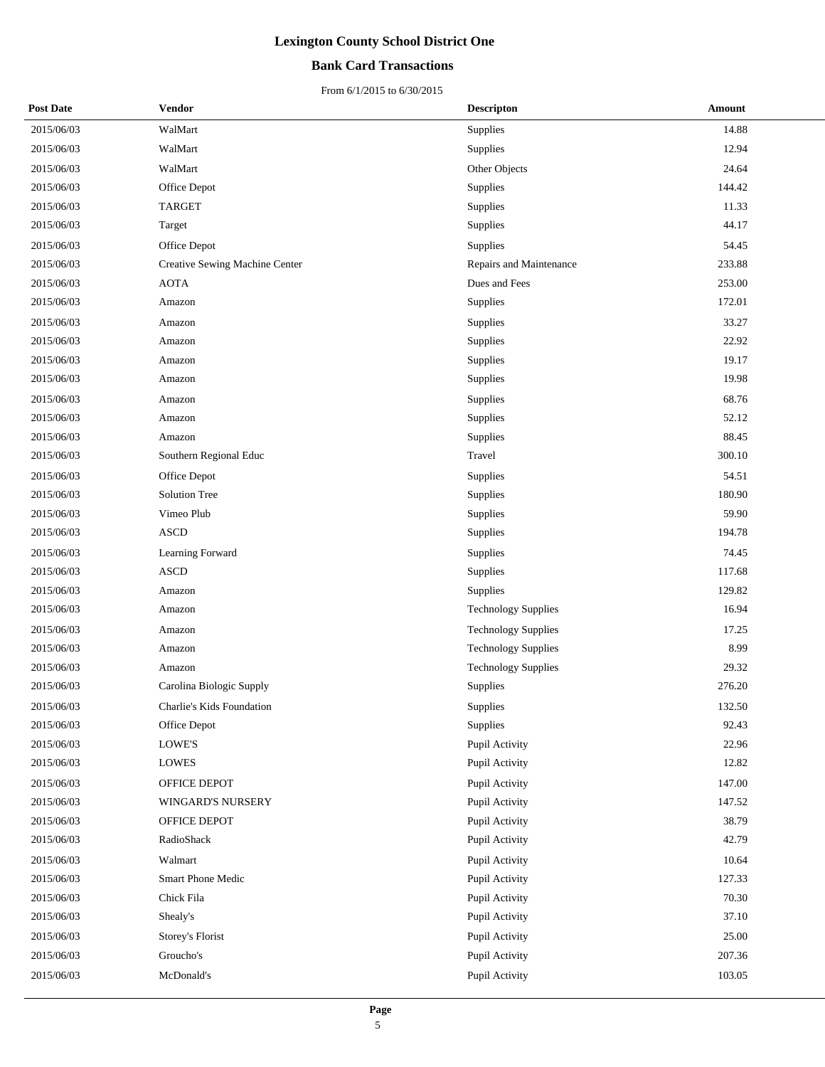# Lexington County School District One

## Bank Card Transactions

From 6/1/2015 to 6/30/2015

| Post Date | Vendor | Descripton | Amount |
|---|---|---|---|
| 2015/06/03 | WalMart | Supplies | 14.88 |
| 2015/06/03 | WalMart | Supplies | 12.94 |
| 2015/06/03 | WalMart | Other Objects | 24.64 |
| 2015/06/03 | Office Depot | Supplies | 144.42 |
| 2015/06/03 | TARGET | Supplies | 11.33 |
| 2015/06/03 | Target | Supplies | 44.17 |
| 2015/06/03 | Office Depot | Supplies | 54.45 |
| 2015/06/03 | Creative Sewing Machine Center | Repairs and Maintenance | 233.88 |
| 2015/06/03 | AOTA | Dues and Fees | 253.00 |
| 2015/06/03 | Amazon | Supplies | 172.01 |
| 2015/06/03 | Amazon | Supplies | 33.27 |
| 2015/06/03 | Amazon | Supplies | 22.92 |
| 2015/06/03 | Amazon | Supplies | 19.17 |
| 2015/06/03 | Amazon | Supplies | 19.98 |
| 2015/06/03 | Amazon | Supplies | 68.76 |
| 2015/06/03 | Amazon | Supplies | 52.12 |
| 2015/06/03 | Amazon | Supplies | 88.45 |
| 2015/06/03 | Southern Regional Educ | Travel | 300.10 |
| 2015/06/03 | Office Depot | Supplies | 54.51 |
| 2015/06/03 | Solution Tree | Supplies | 180.90 |
| 2015/06/03 | Vimeo Plub | Supplies | 59.90 |
| 2015/06/03 | ASCD | Supplies | 194.78 |
| 2015/06/03 | Learning Forward | Supplies | 74.45 |
| 2015/06/03 | ASCD | Supplies | 117.68 |
| 2015/06/03 | Amazon | Supplies | 129.82 |
| 2015/06/03 | Amazon | Technology Supplies | 16.94 |
| 2015/06/03 | Amazon | Technology Supplies | 17.25 |
| 2015/06/03 | Amazon | Technology Supplies | 8.99 |
| 2015/06/03 | Amazon | Technology Supplies | 29.32 |
| 2015/06/03 | Carolina Biologic Supply | Supplies | 276.20 |
| 2015/06/03 | Charlie's Kids Foundation | Supplies | 132.50 |
| 2015/06/03 | Office Depot | Supplies | 92.43 |
| 2015/06/03 | LOWE'S | Pupil Activity | 22.96 |
| 2015/06/03 | LOWES | Pupil Activity | 12.82 |
| 2015/06/03 | OFFICE DEPOT | Pupil Activity | 147.00 |
| 2015/06/03 | WINGARD'S NURSERY | Pupil Activity | 147.52 |
| 2015/06/03 | OFFICE DEPOT | Pupil Activity | 38.79 |
| 2015/06/03 | RadioShack | Pupil Activity | 42.79 |
| 2015/06/03 | Walmart | Pupil Activity | 10.64 |
| 2015/06/03 | Smart Phone Medic | Pupil Activity | 127.33 |
| 2015/06/03 | Chick Fila | Pupil Activity | 70.30 |
| 2015/06/03 | Shealy's | Pupil Activity | 37.10 |
| 2015/06/03 | Storey's Florist | Pupil Activity | 25.00 |
| 2015/06/03 | Groucho's | Pupil Activity | 207.36 |
| 2015/06/03 | McDonald's | Pupil Activity | 103.05 |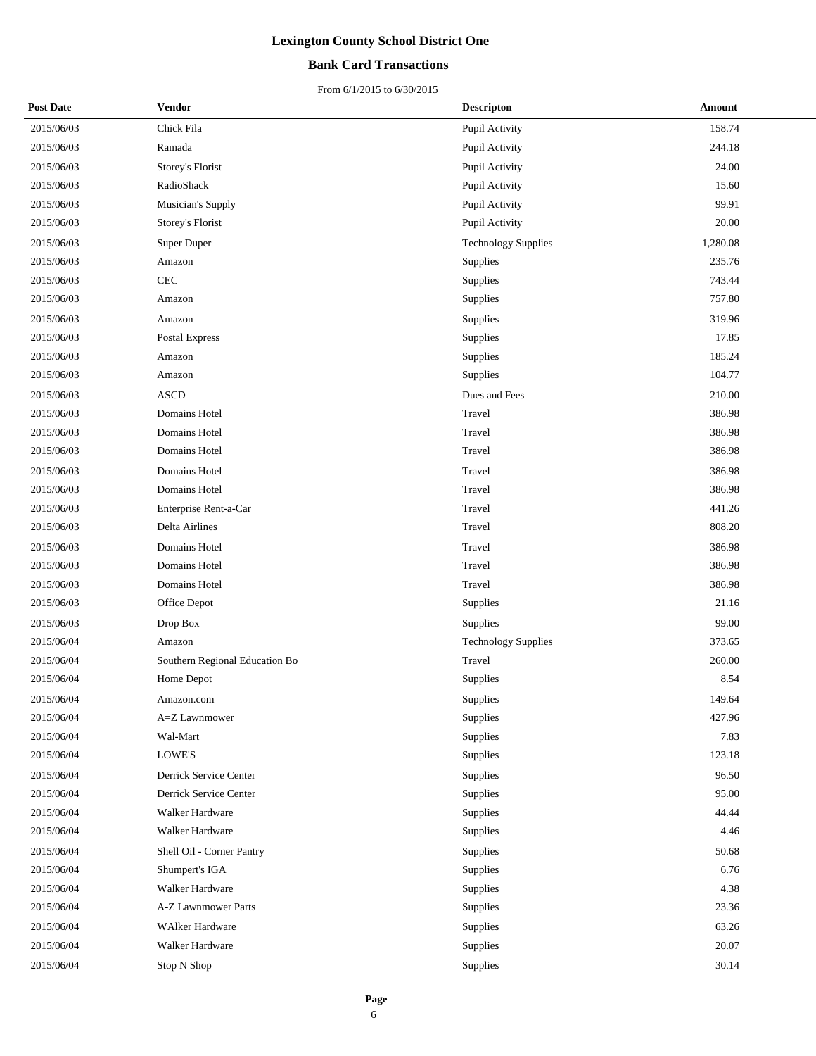# Lexington County School District One

## Bank Card Transactions

From 6/1/2015 to 6/30/2015

| Post Date | Vendor | Descripton | Amount |
|---|---|---|---|
| 2015/06/03 | Chick Fila | Pupil Activity | 158.74 |
| 2015/06/03 | Ramada | Pupil Activity | 244.18 |
| 2015/06/03 | Storey's Florist | Pupil Activity | 24.00 |
| 2015/06/03 | RadioShack | Pupil Activity | 15.60 |
| 2015/06/03 | Musician's Supply | Pupil Activity | 99.91 |
| 2015/06/03 | Storey's Florist | Pupil Activity | 20.00 |
| 2015/06/03 | Super Duper | Technology Supplies | 1,280.08 |
| 2015/06/03 | Amazon | Supplies | 235.76 |
| 2015/06/03 | CEC | Supplies | 743.44 |
| 2015/06/03 | Amazon | Supplies | 757.80 |
| 2015/06/03 | Amazon | Supplies | 319.96 |
| 2015/06/03 | Postal Express | Supplies | 17.85 |
| 2015/06/03 | Amazon | Supplies | 185.24 |
| 2015/06/03 | Amazon | Supplies | 104.77 |
| 2015/06/03 | ASCD | Dues and Fees | 210.00 |
| 2015/06/03 | Domains Hotel | Travel | 386.98 |
| 2015/06/03 | Domains Hotel | Travel | 386.98 |
| 2015/06/03 | Domains Hotel | Travel | 386.98 |
| 2015/06/03 | Domains Hotel | Travel | 386.98 |
| 2015/06/03 | Domains Hotel | Travel | 386.98 |
| 2015/06/03 | Enterprise Rent-a-Car | Travel | 441.26 |
| 2015/06/03 | Delta Airlines | Travel | 808.20 |
| 2015/06/03 | Domains Hotel | Travel | 386.98 |
| 2015/06/03 | Domains Hotel | Travel | 386.98 |
| 2015/06/03 | Domains Hotel | Travel | 386.98 |
| 2015/06/03 | Office Depot | Supplies | 21.16 |
| 2015/06/03 | Drop Box | Supplies | 99.00 |
| 2015/06/04 | Amazon | Technology Supplies | 373.65 |
| 2015/06/04 | Southern Regional Education Bo | Travel | 260.00 |
| 2015/06/04 | Home Depot | Supplies | 8.54 |
| 2015/06/04 | Amazon.com | Supplies | 149.64 |
| 2015/06/04 | A=Z Lawnmower | Supplies | 427.96 |
| 2015/06/04 | Wal-Mart | Supplies | 7.83 |
| 2015/06/04 | LOWE'S | Supplies | 123.18 |
| 2015/06/04 | Derrick Service Center | Supplies | 96.50 |
| 2015/06/04 | Derrick Service Center | Supplies | 95.00 |
| 2015/06/04 | Walker Hardware | Supplies | 44.44 |
| 2015/06/04 | Walker Hardware | Supplies | 4.46 |
| 2015/06/04 | Shell Oil - Corner Pantry | Supplies | 50.68 |
| 2015/06/04 | Shumpert's IGA | Supplies | 6.76 |
| 2015/06/04 | Walker Hardware | Supplies | 4.38 |
| 2015/06/04 | A-Z Lawnmower Parts | Supplies | 23.36 |
| 2015/06/04 | WAlker Hardware | Supplies | 63.26 |
| 2015/06/04 | Walker Hardware | Supplies | 20.07 |
| 2015/06/04 | Stop N Shop | Supplies | 30.14 |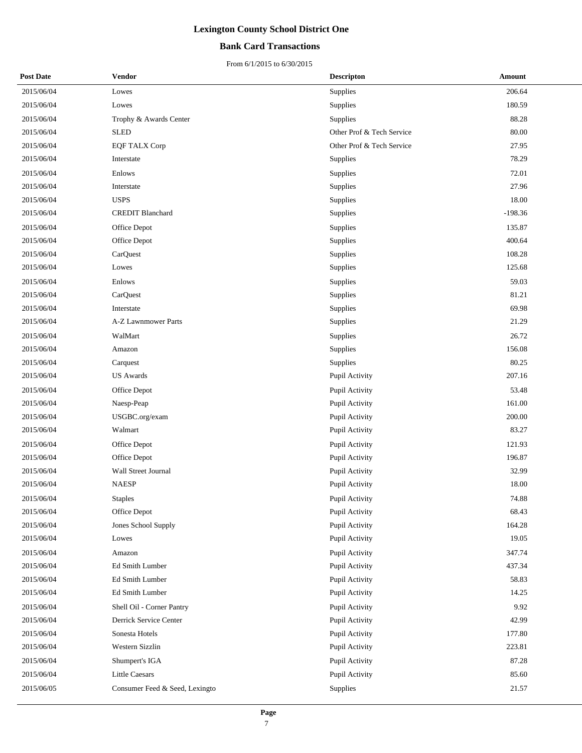# Lexington County School District One

## Bank Card Transactions

From 6/1/2015 to 6/30/2015

| Post Date | Vendor | Descripton | Amount |
|---|---|---|---|
| 2015/06/04 | Lowes | Supplies | 206.64 |
| 2015/06/04 | Lowes | Supplies | 180.59 |
| 2015/06/04 | Trophy & Awards Center | Supplies | 88.28 |
| 2015/06/04 | SLED | Other Prof & Tech Service | 80.00 |
| 2015/06/04 | EQF TALX Corp | Other Prof & Tech Service | 27.95 |
| 2015/06/04 | Interstate | Supplies | 78.29 |
| 2015/06/04 | Enlows | Supplies | 72.01 |
| 2015/06/04 | Interstate | Supplies | 27.96 |
| 2015/06/04 | USPS | Supplies | 18.00 |
| 2015/06/04 | CREDIT Blanchard | Supplies | -198.36 |
| 2015/06/04 | Office Depot | Supplies | 135.87 |
| 2015/06/04 | Office Depot | Supplies | 400.64 |
| 2015/06/04 | CarQuest | Supplies | 108.28 |
| 2015/06/04 | Lowes | Supplies | 125.68 |
| 2015/06/04 | Enlows | Supplies | 59.03 |
| 2015/06/04 | CarQuest | Supplies | 81.21 |
| 2015/06/04 | Interstate | Supplies | 69.98 |
| 2015/06/04 | A-Z Lawnmower Parts | Supplies | 21.29 |
| 2015/06/04 | WalMart | Supplies | 26.72 |
| 2015/06/04 | Amazon | Supplies | 156.08 |
| 2015/06/04 | Carquest | Supplies | 80.25 |
| 2015/06/04 | US Awards | Pupil Activity | 207.16 |
| 2015/06/04 | Office Depot | Pupil Activity | 53.48 |
| 2015/06/04 | Naesp-Peap | Pupil Activity | 161.00 |
| 2015/06/04 | USGBC.org/exam | Pupil Activity | 200.00 |
| 2015/06/04 | Walmart | Pupil Activity | 83.27 |
| 2015/06/04 | Office Depot | Pupil Activity | 121.93 |
| 2015/06/04 | Office Depot | Pupil Activity | 196.87 |
| 2015/06/04 | Wall Street Journal | Pupil Activity | 32.99 |
| 2015/06/04 | NAESP | Pupil Activity | 18.00 |
| 2015/06/04 | Staples | Pupil Activity | 74.88 |
| 2015/06/04 | Office Depot | Pupil Activity | 68.43 |
| 2015/06/04 | Jones School Supply | Pupil Activity | 164.28 |
| 2015/06/04 | Lowes | Pupil Activity | 19.05 |
| 2015/06/04 | Amazon | Pupil Activity | 347.74 |
| 2015/06/04 | Ed Smith Lumber | Pupil Activity | 437.34 |
| 2015/06/04 | Ed Smith Lumber | Pupil Activity | 58.83 |
| 2015/06/04 | Ed Smith Lumber | Pupil Activity | 14.25 |
| 2015/06/04 | Shell Oil - Corner Pantry | Pupil Activity | 9.92 |
| 2015/06/04 | Derrick Service Center | Pupil Activity | 42.99 |
| 2015/06/04 | Sonesta Hotels | Pupil Activity | 177.80 |
| 2015/06/04 | Western Sizzlin | Pupil Activity | 223.81 |
| 2015/06/04 | Shumpert's IGA | Pupil Activity | 87.28 |
| 2015/06/04 | Little Caesars | Pupil Activity | 85.60 |
| 2015/06/05 | Consumer Feed & Seed, Lexingto | Supplies | 21.57 |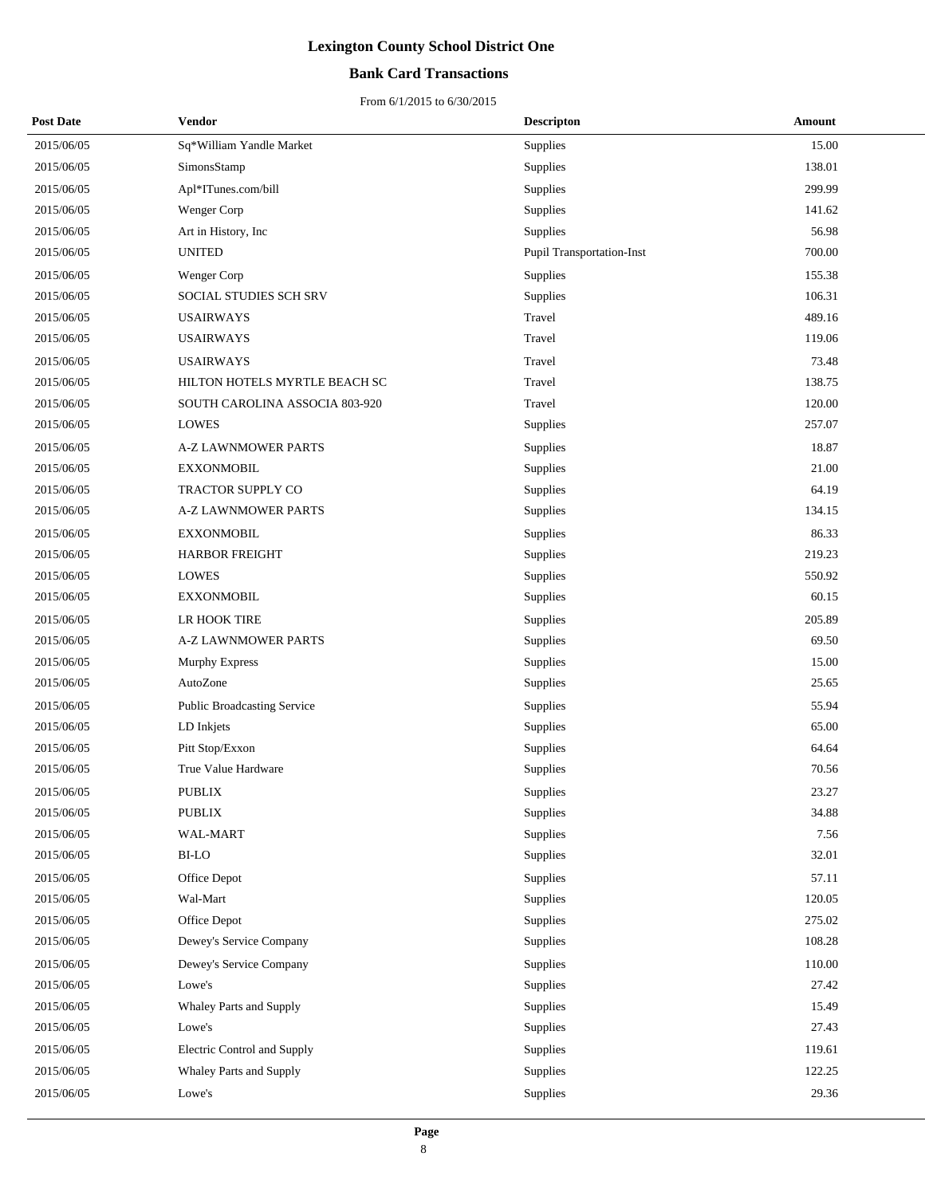# Lexington County School District One

## Bank Card Transactions

From 6/1/2015 to 6/30/2015

| Post Date | Vendor | Descripton | Amount |
|---|---|---|---|
| 2015/06/05 | Sq*William Yandle Market | Supplies | 15.00 |
| 2015/06/05 | SimonsStamp | Supplies | 138.01 |
| 2015/06/05 | Apl*ITunes.com/bill | Supplies | 299.99 |
| 2015/06/05 | Wenger Corp | Supplies | 141.62 |
| 2015/06/05 | Art in History, Inc | Supplies | 56.98 |
| 2015/06/05 | UNITED | Pupil Transportation-Inst | 700.00 |
| 2015/06/05 | Wenger Corp | Supplies | 155.38 |
| 2015/06/05 | SOCIAL STUDIES SCH SRV | Supplies | 106.31 |
| 2015/06/05 | USAIRWAYS | Travel | 489.16 |
| 2015/06/05 | USAIRWAYS | Travel | 119.06 |
| 2015/06/05 | USAIRWAYS | Travel | 73.48 |
| 2015/06/05 | HILTON HOTELS MYRTLE BEACH SC | Travel | 138.75 |
| 2015/06/05 | SOUTH CAROLINA ASSOCIA 803-920 | Travel | 120.00 |
| 2015/06/05 | LOWES | Supplies | 257.07 |
| 2015/06/05 | A-Z LAWNMOWER PARTS | Supplies | 18.87 |
| 2015/06/05 | EXXONMOBIL | Supplies | 21.00 |
| 2015/06/05 | TRACTOR SUPPLY CO | Supplies | 64.19 |
| 2015/06/05 | A-Z LAWNMOWER PARTS | Supplies | 134.15 |
| 2015/06/05 | EXXONMOBIL | Supplies | 86.33 |
| 2015/06/05 | HARBOR FREIGHT | Supplies | 219.23 |
| 2015/06/05 | LOWES | Supplies | 550.92 |
| 2015/06/05 | EXXONMOBIL | Supplies | 60.15 |
| 2015/06/05 | LR HOOK TIRE | Supplies | 205.89 |
| 2015/06/05 | A-Z LAWNMOWER PARTS | Supplies | 69.50 |
| 2015/06/05 | Murphy Express | Supplies | 15.00 |
| 2015/06/05 | AutoZone | Supplies | 25.65 |
| 2015/06/05 | Public Broadcasting Service | Supplies | 55.94 |
| 2015/06/05 | LD Inkjets | Supplies | 65.00 |
| 2015/06/05 | Pitt Stop/Exxon | Supplies | 64.64 |
| 2015/06/05 | True Value Hardware | Supplies | 70.56 |
| 2015/06/05 | PUBLIX | Supplies | 23.27 |
| 2015/06/05 | PUBLIX | Supplies | 34.88 |
| 2015/06/05 | WAL-MART | Supplies | 7.56 |
| 2015/06/05 | BI-LO | Supplies | 32.01 |
| 2015/06/05 | Office Depot | Supplies | 57.11 |
| 2015/06/05 | Wal-Mart | Supplies | 120.05 |
| 2015/06/05 | Office Depot | Supplies | 275.02 |
| 2015/06/05 | Dewey's Service Company | Supplies | 108.28 |
| 2015/06/05 | Dewey's Service Company | Supplies | 110.00 |
| 2015/06/05 | Lowe's | Supplies | 27.42 |
| 2015/06/05 | Whaley Parts and Supply | Supplies | 15.49 |
| 2015/06/05 | Lowe's | Supplies | 27.43 |
| 2015/06/05 | Electric Control and Supply | Supplies | 119.61 |
| 2015/06/05 | Whaley Parts and Supply | Supplies | 122.25 |
| 2015/06/05 | Lowe's | Supplies | 29.36 |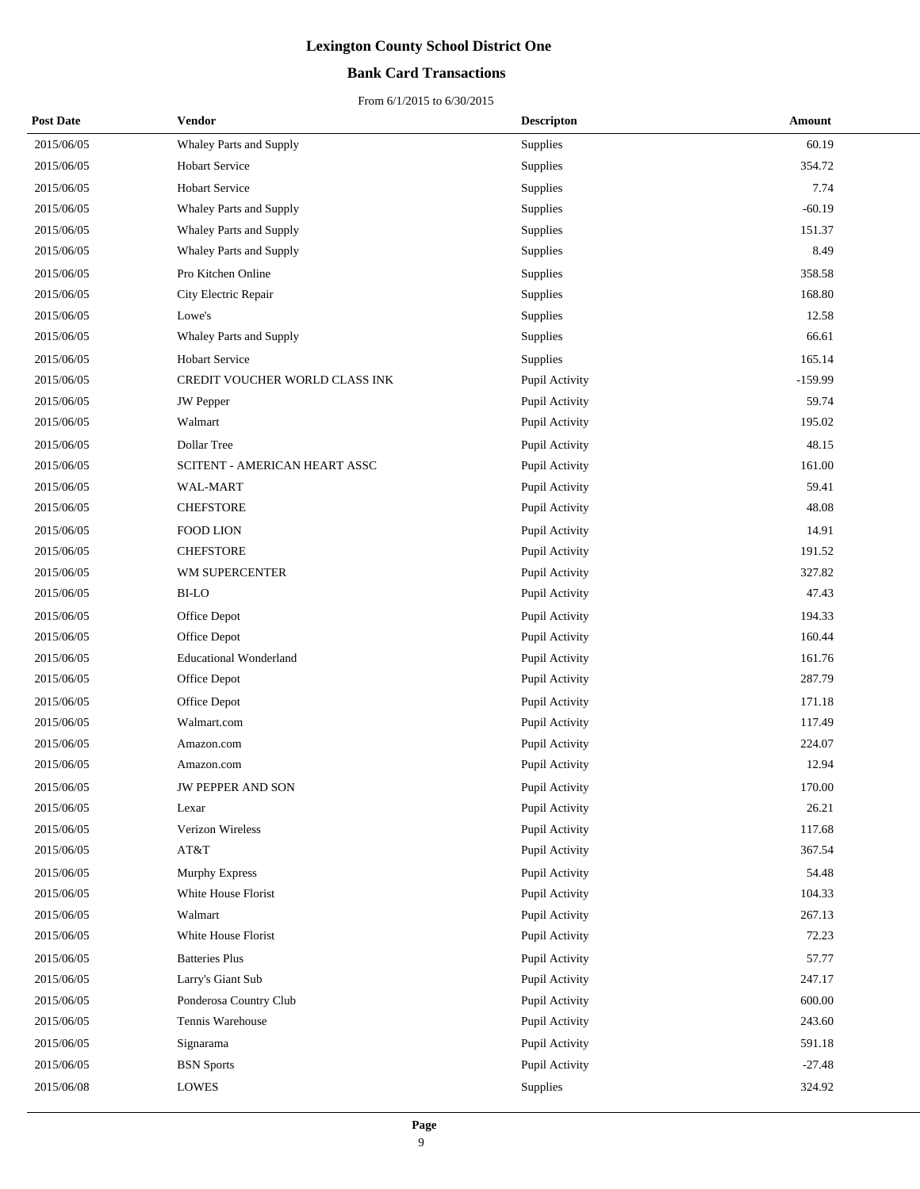# Lexington County School District One

## Bank Card Transactions

From 6/1/2015 to 6/30/2015

| Post Date | Vendor | Descripton | Amount |
|---|---|---|---|
| 2015/06/05 | Whaley Parts and Supply | Supplies | 60.19 |
| 2015/06/05 | Hobart Service | Supplies | 354.72 |
| 2015/06/05 | Hobart Service | Supplies | 7.74 |
| 2015/06/05 | Whaley Parts and Supply | Supplies | -60.19 |
| 2015/06/05 | Whaley Parts and Supply | Supplies | 151.37 |
| 2015/06/05 | Whaley Parts and Supply | Supplies | 8.49 |
| 2015/06/05 | Pro Kitchen Online | Supplies | 358.58 |
| 2015/06/05 | City Electric Repair | Supplies | 168.80 |
| 2015/06/05 | Lowe's | Supplies | 12.58 |
| 2015/06/05 | Whaley Parts and Supply | Supplies | 66.61 |
| 2015/06/05 | Hobart Service | Supplies | 165.14 |
| 2015/06/05 | CREDIT VOUCHER WORLD CLASS INK | Pupil Activity | -159.99 |
| 2015/06/05 | JW Pepper | Pupil Activity | 59.74 |
| 2015/06/05 | Walmart | Pupil Activity | 195.02 |
| 2015/06/05 | Dollar Tree | Pupil Activity | 48.15 |
| 2015/06/05 | SCITENT - AMERICAN HEART ASSC | Pupil Activity | 161.00 |
| 2015/06/05 | WAL-MART | Pupil Activity | 59.41 |
| 2015/06/05 | CHEFSTORE | Pupil Activity | 48.08 |
| 2015/06/05 | FOOD LION | Pupil Activity | 14.91 |
| 2015/06/05 | CHEFSTORE | Pupil Activity | 191.52 |
| 2015/06/05 | WM SUPERCENTER | Pupil Activity | 327.82 |
| 2015/06/05 | BI-LO | Pupil Activity | 47.43 |
| 2015/06/05 | Office Depot | Pupil Activity | 194.33 |
| 2015/06/05 | Office Depot | Pupil Activity | 160.44 |
| 2015/06/05 | Educational Wonderland | Pupil Activity | 161.76 |
| 2015/06/05 | Office Depot | Pupil Activity | 287.79 |
| 2015/06/05 | Office Depot | Pupil Activity | 171.18 |
| 2015/06/05 | Walmart.com | Pupil Activity | 117.49 |
| 2015/06/05 | Amazon.com | Pupil Activity | 224.07 |
| 2015/06/05 | Amazon.com | Pupil Activity | 12.94 |
| 2015/06/05 | JW PEPPER AND SON | Pupil Activity | 170.00 |
| 2015/06/05 | Lexar | Pupil Activity | 26.21 |
| 2015/06/05 | Verizon Wireless | Pupil Activity | 117.68 |
| 2015/06/05 | AT&T | Pupil Activity | 367.54 |
| 2015/06/05 | Murphy Express | Pupil Activity | 54.48 |
| 2015/06/05 | White House Florist | Pupil Activity | 104.33 |
| 2015/06/05 | Walmart | Pupil Activity | 267.13 |
| 2015/06/05 | White House Florist | Pupil Activity | 72.23 |
| 2015/06/05 | Batteries Plus | Pupil Activity | 57.77 |
| 2015/06/05 | Larry's Giant Sub | Pupil Activity | 247.17 |
| 2015/06/05 | Ponderosa Country Club | Pupil Activity | 600.00 |
| 2015/06/05 | Tennis Warehouse | Pupil Activity | 243.60 |
| 2015/06/05 | Signarama | Pupil Activity | 591.18 |
| 2015/06/05 | BSN Sports | Pupil Activity | -27.48 |
| 2015/06/08 | LOWES | Supplies | 324.92 |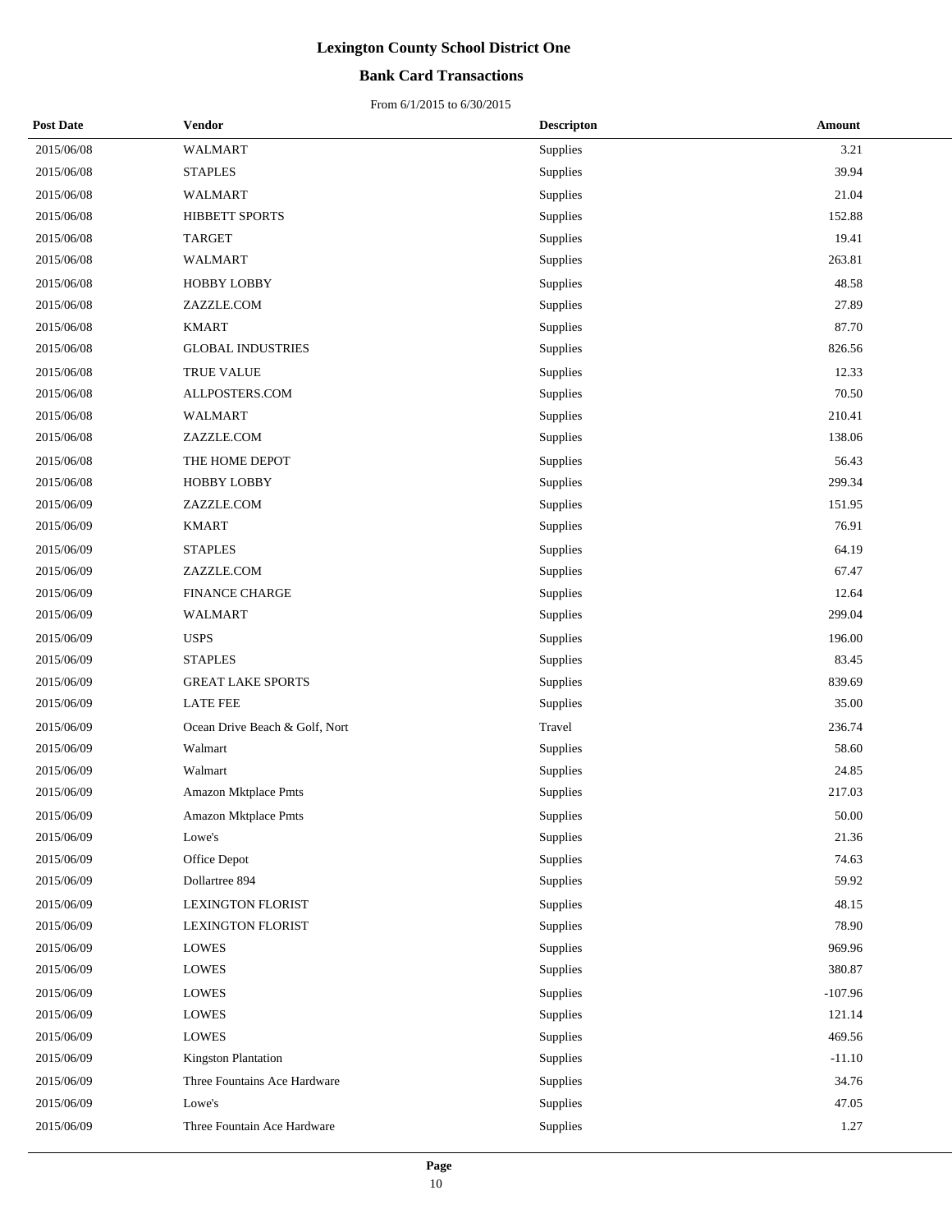# Lexington County School District One

## Bank Card Transactions

From 6/1/2015 to 6/30/2015

| Post Date | Vendor | Descripton | Amount |
|---|---|---|---|
| 2015/06/08 | WALMART | Supplies | 3.21 |
| 2015/06/08 | STAPLES | Supplies | 39.94 |
| 2015/06/08 | WALMART | Supplies | 21.04 |
| 2015/06/08 | HIBBETT SPORTS | Supplies | 152.88 |
| 2015/06/08 | TARGET | Supplies | 19.41 |
| 2015/06/08 | WALMART | Supplies | 263.81 |
| 2015/06/08 | HOBBY LOBBY | Supplies | 48.58 |
| 2015/06/08 | ZAZZLE.COM | Supplies | 27.89 |
| 2015/06/08 | KMART | Supplies | 87.70 |
| 2015/06/08 | GLOBAL INDUSTRIES | Supplies | 826.56 |
| 2015/06/08 | TRUE VALUE | Supplies | 12.33 |
| 2015/06/08 | ALLPOSTERS.COM | Supplies | 70.50 |
| 2015/06/08 | WALMART | Supplies | 210.41 |
| 2015/06/08 | ZAZZLE.COM | Supplies | 138.06 |
| 2015/06/08 | THE HOME DEPOT | Supplies | 56.43 |
| 2015/06/08 | HOBBY LOBBY | Supplies | 299.34 |
| 2015/06/09 | ZAZZLE.COM | Supplies | 151.95 |
| 2015/06/09 | KMART | Supplies | 76.91 |
| 2015/06/09 | STAPLES | Supplies | 64.19 |
| 2015/06/09 | ZAZZLE.COM | Supplies | 67.47 |
| 2015/06/09 | FINANCE CHARGE | Supplies | 12.64 |
| 2015/06/09 | WALMART | Supplies | 299.04 |
| 2015/06/09 | USPS | Supplies | 196.00 |
| 2015/06/09 | STAPLES | Supplies | 83.45 |
| 2015/06/09 | GREAT LAKE SPORTS | Supplies | 839.69 |
| 2015/06/09 | LATE FEE | Supplies | 35.00 |
| 2015/06/09 | Ocean Drive Beach & Golf, Nort | Travel | 236.74 |
| 2015/06/09 | Walmart | Supplies | 58.60 |
| 2015/06/09 | Walmart | Supplies | 24.85 |
| 2015/06/09 | Amazon Mktplace Pmts | Supplies | 217.03 |
| 2015/06/09 | Amazon Mktplace Pmts | Supplies | 50.00 |
| 2015/06/09 | Lowe's | Supplies | 21.36 |
| 2015/06/09 | Office Depot | Supplies | 74.63 |
| 2015/06/09 | Dollartree 894 | Supplies | 59.92 |
| 2015/06/09 | LEXINGTON FLORIST | Supplies | 48.15 |
| 2015/06/09 | LEXINGTON FLORIST | Supplies | 78.90 |
| 2015/06/09 | LOWES | Supplies | 969.96 |
| 2015/06/09 | LOWES | Supplies | 380.87 |
| 2015/06/09 | LOWES | Supplies | -107.96 |
| 2015/06/09 | LOWES | Supplies | 121.14 |
| 2015/06/09 | LOWES | Supplies | 469.56 |
| 2015/06/09 | Kingston Plantation | Supplies | -11.10 |
| 2015/06/09 | Three Fountains Ace Hardware | Supplies | 34.76 |
| 2015/06/09 | Lowe's | Supplies | 47.05 |
| 2015/06/09 | Three Fountain Ace Hardware | Supplies | 1.27 |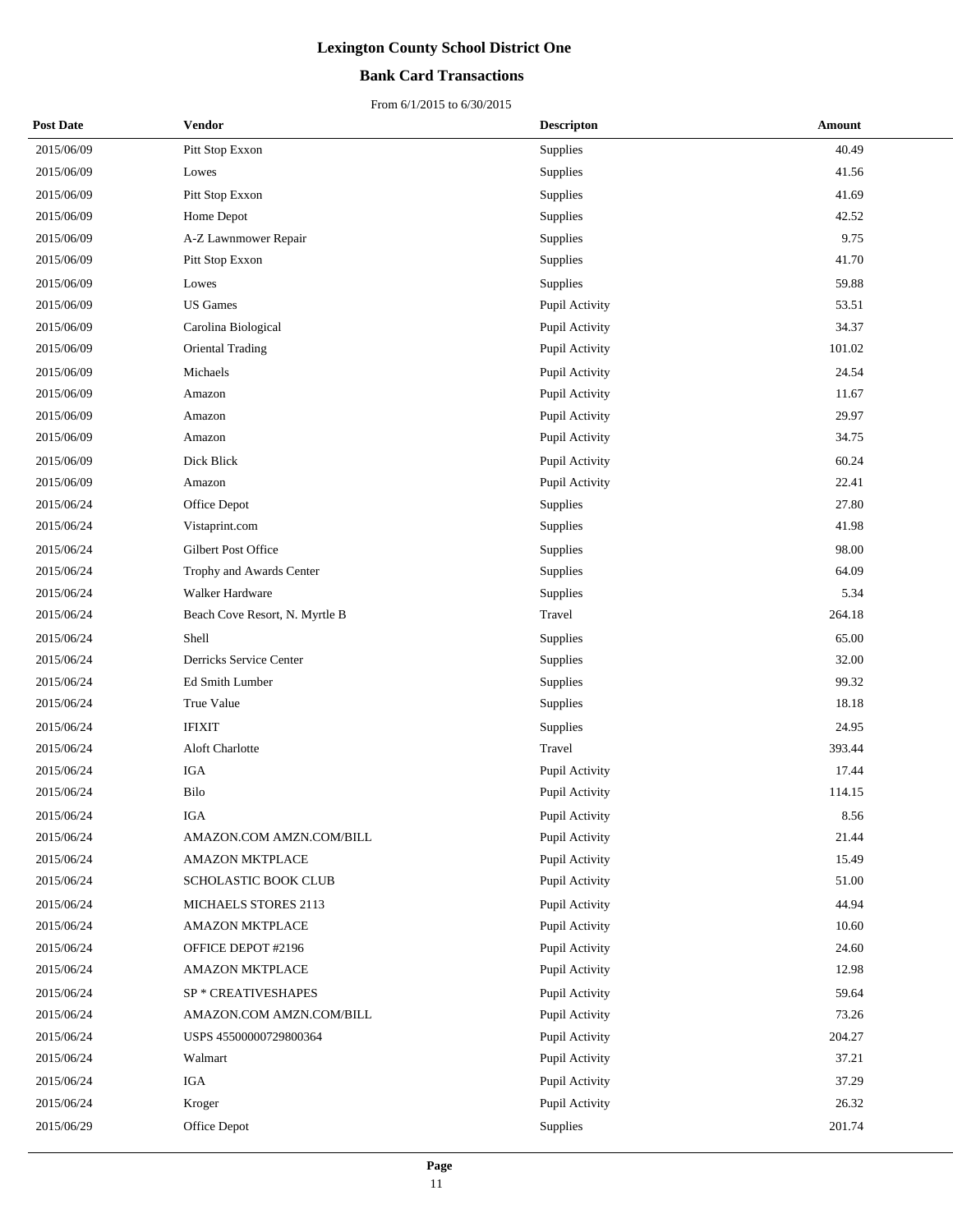# Lexington County School District One

## Bank Card Transactions

From 6/1/2015 to 6/30/2015

| Post Date | Vendor | Descripton | Amount |
|---|---|---|---|
| 2015/06/09 | Pitt Stop Exxon | Supplies | 40.49 |
| 2015/06/09 | Lowes | Supplies | 41.56 |
| 2015/06/09 | Pitt Stop Exxon | Supplies | 41.69 |
| 2015/06/09 | Home Depot | Supplies | 42.52 |
| 2015/06/09 | A-Z Lawnmower Repair | Supplies | 9.75 |
| 2015/06/09 | Pitt Stop Exxon | Supplies | 41.70 |
| 2015/06/09 | Lowes | Supplies | 59.88 |
| 2015/06/09 | US Games | Pupil Activity | 53.51 |
| 2015/06/09 | Carolina Biological | Pupil Activity | 34.37 |
| 2015/06/09 | Oriental Trading | Pupil Activity | 101.02 |
| 2015/06/09 | Michaels | Pupil Activity | 24.54 |
| 2015/06/09 | Amazon | Pupil Activity | 11.67 |
| 2015/06/09 | Amazon | Pupil Activity | 29.97 |
| 2015/06/09 | Amazon | Pupil Activity | 34.75 |
| 2015/06/09 | Dick Blick | Pupil Activity | 60.24 |
| 2015/06/09 | Amazon | Pupil Activity | 22.41 |
| 2015/06/24 | Office Depot | Supplies | 27.80 |
| 2015/06/24 | Vistaprint.com | Supplies | 41.98 |
| 2015/06/24 | Gilbert Post Office | Supplies | 98.00 |
| 2015/06/24 | Trophy and Awards Center | Supplies | 64.09 |
| 2015/06/24 | Walker Hardware | Supplies | 5.34 |
| 2015/06/24 | Beach Cove Resort, N. Myrtle B | Travel | 264.18 |
| 2015/06/24 | Shell | Supplies | 65.00 |
| 2015/06/24 | Derricks Service Center | Supplies | 32.00 |
| 2015/06/24 | Ed Smith Lumber | Supplies | 99.32 |
| 2015/06/24 | True Value | Supplies | 18.18 |
| 2015/06/24 | IFIXIT | Supplies | 24.95 |
| 2015/06/24 | Aloft Charlotte | Travel | 393.44 |
| 2015/06/24 | IGA | Pupil Activity | 17.44 |
| 2015/06/24 | Bilo | Pupil Activity | 114.15 |
| 2015/06/24 | IGA | Pupil Activity | 8.56 |
| 2015/06/24 | AMAZON.COM AMZN.COM/BILL | Pupil Activity | 21.44 |
| 2015/06/24 | AMAZON MKTPLACE | Pupil Activity | 15.49 |
| 2015/06/24 | SCHOLASTIC BOOK CLUB | Pupil Activity | 51.00 |
| 2015/06/24 | MICHAELS STORES 2113 | Pupil Activity | 44.94 |
| 2015/06/24 | AMAZON MKTPLACE | Pupil Activity | 10.60 |
| 2015/06/24 | OFFICE DEPOT #2196 | Pupil Activity | 24.60 |
| 2015/06/24 | AMAZON MKTPLACE | Pupil Activity | 12.98 |
| 2015/06/24 | SP * CREATIVESHAPES | Pupil Activity | 59.64 |
| 2015/06/24 | AMAZON.COM AMZN.COM/BILL | Pupil Activity | 73.26 |
| 2015/06/24 | USPS 45500000729800364 | Pupil Activity | 204.27 |
| 2015/06/24 | Walmart | Pupil Activity | 37.21 |
| 2015/06/24 | IGA | Pupil Activity | 37.29 |
| 2015/06/24 | Kroger | Pupil Activity | 26.32 |
| 2015/06/29 | Office Depot | Supplies | 201.74 |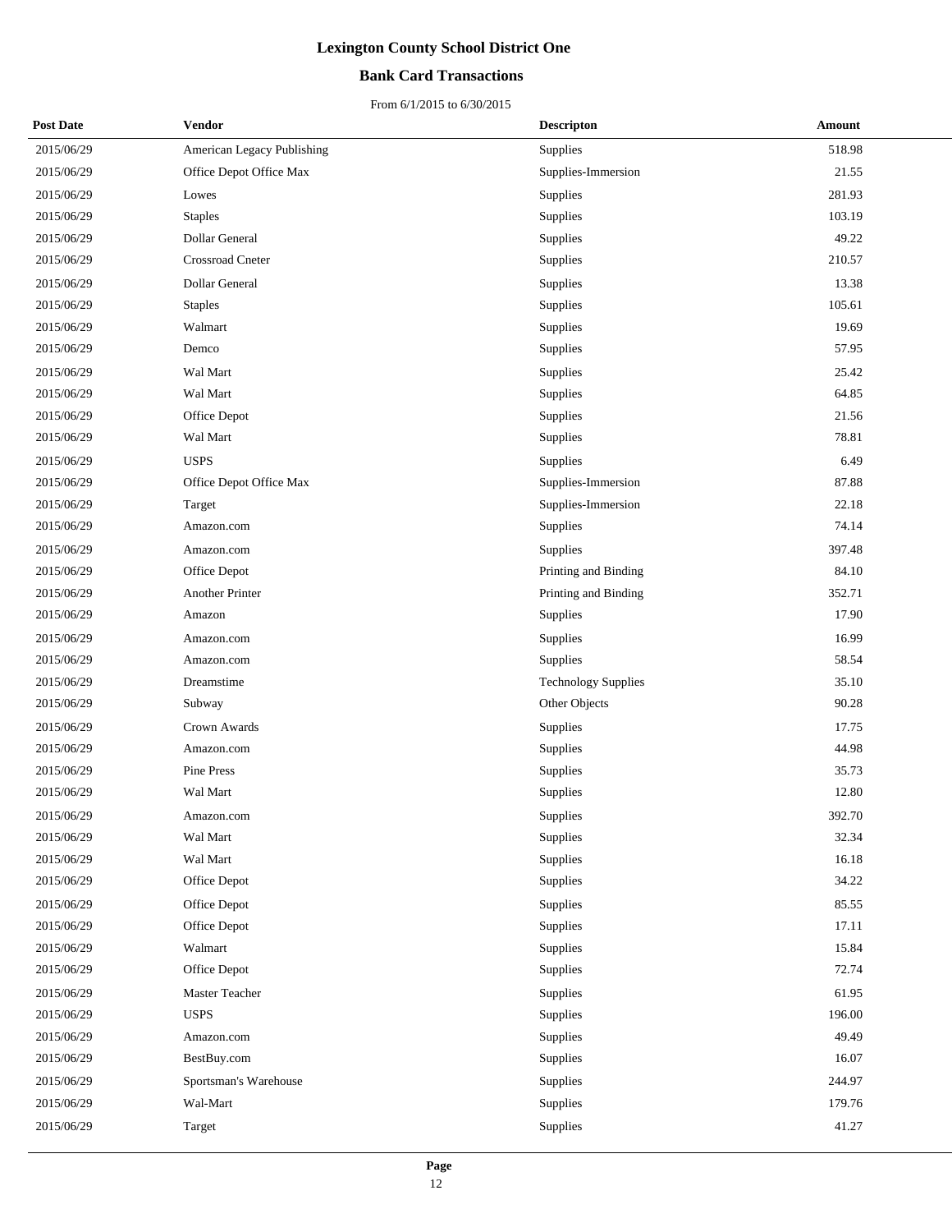# Lexington County School District One

## Bank Card Transactions

From 6/1/2015 to 6/30/2015

| Post Date | Vendor | Descripton | Amount |
|---|---|---|---|
| 2015/06/29 | American Legacy Publishing | Supplies | 518.98 |
| 2015/06/29 | Office Depot Office Max | Supplies-Immersion | 21.55 |
| 2015/06/29 | Lowes | Supplies | 281.93 |
| 2015/06/29 | Staples | Supplies | 103.19 |
| 2015/06/29 | Dollar General | Supplies | 49.22 |
| 2015/06/29 | Crossroad Cneter | Supplies | 210.57 |
| 2015/06/29 | Dollar General | Supplies | 13.38 |
| 2015/06/29 | Staples | Supplies | 105.61 |
| 2015/06/29 | Walmart | Supplies | 19.69 |
| 2015/06/29 | Demco | Supplies | 57.95 |
| 2015/06/29 | Wal Mart | Supplies | 25.42 |
| 2015/06/29 | Wal Mart | Supplies | 64.85 |
| 2015/06/29 | Office Depot | Supplies | 21.56 |
| 2015/06/29 | Wal Mart | Supplies | 78.81 |
| 2015/06/29 | USPS | Supplies | 6.49 |
| 2015/06/29 | Office Depot Office Max | Supplies-Immersion | 87.88 |
| 2015/06/29 | Target | Supplies-Immersion | 22.18 |
| 2015/06/29 | Amazon.com | Supplies | 74.14 |
| 2015/06/29 | Amazon.com | Supplies | 397.48 |
| 2015/06/29 | Office Depot | Printing and Binding | 84.10 |
| 2015/06/29 | Another Printer | Printing and Binding | 352.71 |
| 2015/06/29 | Amazon | Supplies | 17.90 |
| 2015/06/29 | Amazon.com | Supplies | 16.99 |
| 2015/06/29 | Amazon.com | Supplies | 58.54 |
| 2015/06/29 | Dreamstime | Technology Supplies | 35.10 |
| 2015/06/29 | Subway | Other Objects | 90.28 |
| 2015/06/29 | Crown Awards | Supplies | 17.75 |
| 2015/06/29 | Amazon.com | Supplies | 44.98 |
| 2015/06/29 | Pine Press | Supplies | 35.73 |
| 2015/06/29 | Wal Mart | Supplies | 12.80 |
| 2015/06/29 | Amazon.com | Supplies | 392.70 |
| 2015/06/29 | Wal Mart | Supplies | 32.34 |
| 2015/06/29 | Wal Mart | Supplies | 16.18 |
| 2015/06/29 | Office Depot | Supplies | 34.22 |
| 2015/06/29 | Office Depot | Supplies | 85.55 |
| 2015/06/29 | Office Depot | Supplies | 17.11 |
| 2015/06/29 | Walmart | Supplies | 15.84 |
| 2015/06/29 | Office Depot | Supplies | 72.74 |
| 2015/06/29 | Master Teacher | Supplies | 61.95 |
| 2015/06/29 | USPS | Supplies | 196.00 |
| 2015/06/29 | Amazon.com | Supplies | 49.49 |
| 2015/06/29 | BestBuy.com | Supplies | 16.07 |
| 2015/06/29 | Sportsman's Warehouse | Supplies | 244.97 |
| 2015/06/29 | Wal-Mart | Supplies | 179.76 |
| 2015/06/29 | Target | Supplies | 41.27 |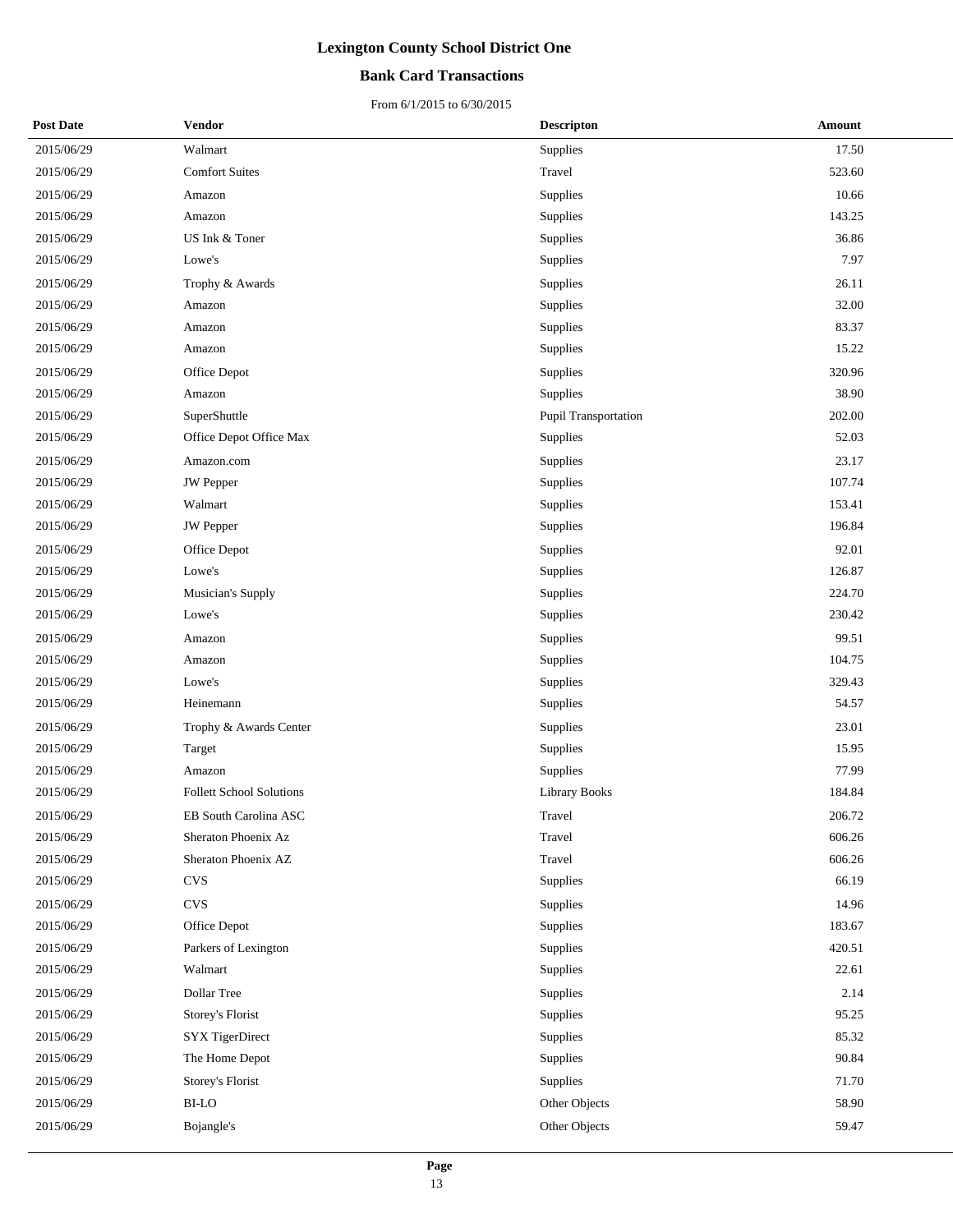# Lexington County School District One

## Bank Card Transactions

From 6/1/2015 to 6/30/2015

| Post Date | Vendor | Descripton | Amount |
|---|---|---|---|
| 2015/06/29 | Walmart | Supplies | 17.50 |
| 2015/06/29 | Comfort Suites | Travel | 523.60 |
| 2015/06/29 | Amazon | Supplies | 10.66 |
| 2015/06/29 | Amazon | Supplies | 143.25 |
| 2015/06/29 | US Ink & Toner | Supplies | 36.86 |
| 2015/06/29 | Lowe's | Supplies | 7.97 |
| 2015/06/29 | Trophy & Awards | Supplies | 26.11 |
| 2015/06/29 | Amazon | Supplies | 32.00 |
| 2015/06/29 | Amazon | Supplies | 83.37 |
| 2015/06/29 | Amazon | Supplies | 15.22 |
| 2015/06/29 | Office Depot | Supplies | 320.96 |
| 2015/06/29 | Amazon | Supplies | 38.90 |
| 2015/06/29 | SuperShuttle | Pupil Transportation | 202.00 |
| 2015/06/29 | Office Depot Office Max | Supplies | 52.03 |
| 2015/06/29 | Amazon.com | Supplies | 23.17 |
| 2015/06/29 | JW Pepper | Supplies | 107.74 |
| 2015/06/29 | Walmart | Supplies | 153.41 |
| 2015/06/29 | JW Pepper | Supplies | 196.84 |
| 2015/06/29 | Office Depot | Supplies | 92.01 |
| 2015/06/29 | Lowe's | Supplies | 126.87 |
| 2015/06/29 | Musician's Supply | Supplies | 224.70 |
| 2015/06/29 | Lowe's | Supplies | 230.42 |
| 2015/06/29 | Amazon | Supplies | 99.51 |
| 2015/06/29 | Amazon | Supplies | 104.75 |
| 2015/06/29 | Lowe's | Supplies | 329.43 |
| 2015/06/29 | Heinemann | Supplies | 54.57 |
| 2015/06/29 | Trophy & Awards Center | Supplies | 23.01 |
| 2015/06/29 | Target | Supplies | 15.95 |
| 2015/06/29 | Amazon | Supplies | 77.99 |
| 2015/06/29 | Follett School Solutions | Library Books | 184.84 |
| 2015/06/29 | EB South Carolina ASC | Travel | 206.72 |
| 2015/06/29 | Sheraton Phoenix Az | Travel | 606.26 |
| 2015/06/29 | Sheraton Phoenix AZ | Travel | 606.26 |
| 2015/06/29 | CVS | Supplies | 66.19 |
| 2015/06/29 | CVS | Supplies | 14.96 |
| 2015/06/29 | Office Depot | Supplies | 183.67 |
| 2015/06/29 | Parkers of Lexington | Supplies | 420.51 |
| 2015/06/29 | Walmart | Supplies | 22.61 |
| 2015/06/29 | Dollar Tree | Supplies | 2.14 |
| 2015/06/29 | Storey's Florist | Supplies | 95.25 |
| 2015/06/29 | SYX TigerDirect | Supplies | 85.32 |
| 2015/06/29 | The Home Depot | Supplies | 90.84 |
| 2015/06/29 | Storey's Florist | Supplies | 71.70 |
| 2015/06/29 | BI-LO | Other Objects | 58.90 |
| 2015/06/29 | Bojangle's | Other Objects | 59.47 |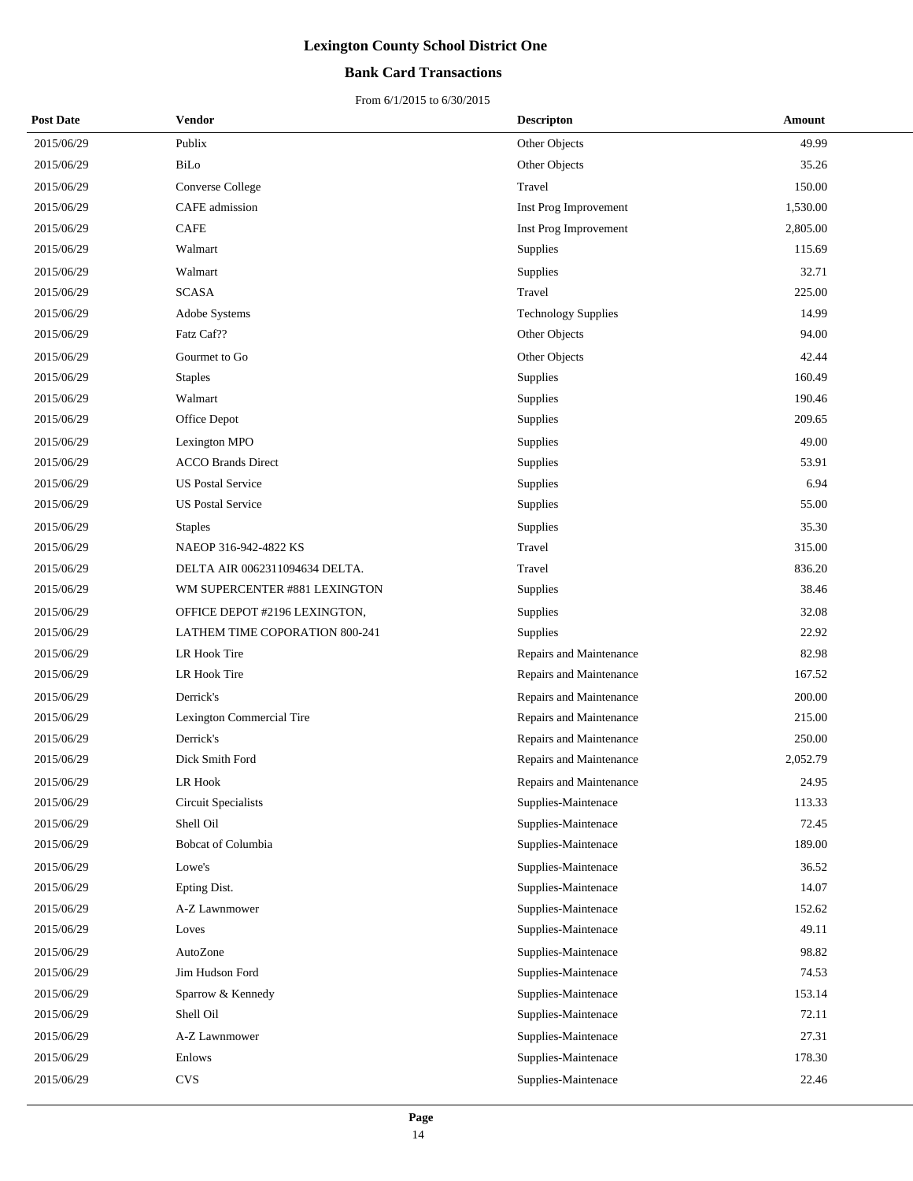# Lexington County School District One

## Bank Card Transactions

From 6/1/2015 to 6/30/2015

| Post Date | Vendor | Descripton | Amount |
|---|---|---|---|
| 2015/06/29 | Publix | Other Objects | 49.99 |
| 2015/06/29 | BiLo | Other Objects | 35.26 |
| 2015/06/29 | Converse College | Travel | 150.00 |
| 2015/06/29 | CAFE admission | Inst Prog Improvement | 1,530.00 |
| 2015/06/29 | CAFE | Inst Prog Improvement | 2,805.00 |
| 2015/06/29 | Walmart | Supplies | 115.69 |
| 2015/06/29 | Walmart | Supplies | 32.71 |
| 2015/06/29 | SCASA | Travel | 225.00 |
| 2015/06/29 | Adobe Systems | Technology Supplies | 14.99 |
| 2015/06/29 | Fatz Caf?? | Other Objects | 94.00 |
| 2015/06/29 | Gourmet to Go | Other Objects | 42.44 |
| 2015/06/29 | Staples | Supplies | 160.49 |
| 2015/06/29 | Walmart | Supplies | 190.46 |
| 2015/06/29 | Office Depot | Supplies | 209.65 |
| 2015/06/29 | Lexington MPO | Supplies | 49.00 |
| 2015/06/29 | ACCO Brands Direct | Supplies | 53.91 |
| 2015/06/29 | US Postal Service | Supplies | 6.94 |
| 2015/06/29 | US Postal Service | Supplies | 55.00 |
| 2015/06/29 | Staples | Supplies | 35.30 |
| 2015/06/29 | NAEOP 316-942-4822 KS | Travel | 315.00 |
| 2015/06/29 | DELTA AIR 0062311094634 DELTA. | Travel | 836.20 |
| 2015/06/29 | WM SUPERCENTER #881 LEXINGTON | Supplies | 38.46 |
| 2015/06/29 | OFFICE DEPOT #2196 LEXINGTON, | Supplies | 32.08 |
| 2015/06/29 | LATHEM TIME COPORATION 800-241 | Supplies | 22.92 |
| 2015/06/29 | LR Hook Tire | Repairs and Maintenance | 82.98 |
| 2015/06/29 | LR Hook Tire | Repairs and Maintenance | 167.52 |
| 2015/06/29 | Derrick's | Repairs and Maintenance | 200.00 |
| 2015/06/29 | Lexington Commercial Tire | Repairs and Maintenance | 215.00 |
| 2015/06/29 | Derrick's | Repairs and Maintenance | 250.00 |
| 2015/06/29 | Dick Smith Ford | Repairs and Maintenance | 2,052.79 |
| 2015/06/29 | LR Hook | Repairs and Maintenance | 24.95 |
| 2015/06/29 | Circuit Specialists | Supplies-Maintenace | 113.33 |
| 2015/06/29 | Shell Oil | Supplies-Maintenace | 72.45 |
| 2015/06/29 | Bobcat of Columbia | Supplies-Maintenace | 189.00 |
| 2015/06/29 | Lowe's | Supplies-Maintenace | 36.52 |
| 2015/06/29 | Epting Dist. | Supplies-Maintenace | 14.07 |
| 2015/06/29 | A-Z Lawnmower | Supplies-Maintenace | 152.62 |
| 2015/06/29 | Loves | Supplies-Maintenace | 49.11 |
| 2015/06/29 | AutoZone | Supplies-Maintenace | 98.82 |
| 2015/06/29 | Jim Hudson Ford | Supplies-Maintenace | 74.53 |
| 2015/06/29 | Sparrow & Kennedy | Supplies-Maintenace | 153.14 |
| 2015/06/29 | Shell Oil | Supplies-Maintenace | 72.11 |
| 2015/06/29 | A-Z Lawnmower | Supplies-Maintenace | 27.31 |
| 2015/06/29 | Enlows | Supplies-Maintenace | 178.30 |
| 2015/06/29 | CVS | Supplies-Maintenace | 22.46 |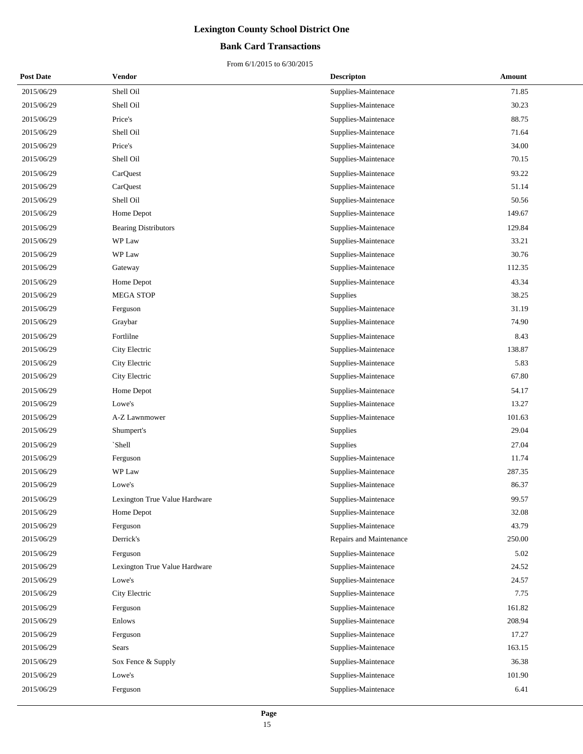# Lexington County School District One

## Bank Card Transactions

From 6/1/2015 to 6/30/2015

| Post Date | Vendor | Descripton | Amount |
|---|---|---|---|
| 2015/06/29 | Shell Oil | Supplies-Maintenace | 71.85 |
| 2015/06/29 | Shell Oil | Supplies-Maintenace | 30.23 |
| 2015/06/29 | Price's | Supplies-Maintenace | 88.75 |
| 2015/06/29 | Shell Oil | Supplies-Maintenace | 71.64 |
| 2015/06/29 | Price's | Supplies-Maintenace | 34.00 |
| 2015/06/29 | Shell Oil | Supplies-Maintenace | 70.15 |
| 2015/06/29 | CarQuest | Supplies-Maintenace | 93.22 |
| 2015/06/29 | CarQuest | Supplies-Maintenace | 51.14 |
| 2015/06/29 | Shell Oil | Supplies-Maintenace | 50.56 |
| 2015/06/29 | Home Depot | Supplies-Maintenace | 149.67 |
| 2015/06/29 | Bearing Distributors | Supplies-Maintenace | 129.84 |
| 2015/06/29 | WP Law | Supplies-Maintenace | 33.21 |
| 2015/06/29 | WP Law | Supplies-Maintenace | 30.76 |
| 2015/06/29 | Gateway | Supplies-Maintenace | 112.35 |
| 2015/06/29 | Home Depot | Supplies-Maintenace | 43.34 |
| 2015/06/29 | MEGA STOP | Supplies | 38.25 |
| 2015/06/29 | Ferguson | Supplies-Maintenace | 31.19 |
| 2015/06/29 | Graybar | Supplies-Maintenace | 74.90 |
| 2015/06/29 | Fortlilne | Supplies-Maintenace | 8.43 |
| 2015/06/29 | City Electric | Supplies-Maintenace | 138.87 |
| 2015/06/29 | City Electric | Supplies-Maintenace | 5.83 |
| 2015/06/29 | City Electric | Supplies-Maintenace | 67.80 |
| 2015/06/29 | Home Depot | Supplies-Maintenace | 54.17 |
| 2015/06/29 | Lowe's | Supplies-Maintenace | 13.27 |
| 2015/06/29 | A-Z Lawnmower | Supplies-Maintenace | 101.63 |
| 2015/06/29 | Shumpert's | Supplies | 29.04 |
| 2015/06/29 | `Shell | Supplies | 27.04 |
| 2015/06/29 | Ferguson | Supplies-Maintenace | 11.74 |
| 2015/06/29 | WP Law | Supplies-Maintenace | 287.35 |
| 2015/06/29 | Lowe's | Supplies-Maintenace | 86.37 |
| 2015/06/29 | Lexington True Value Hardware | Supplies-Maintenace | 99.57 |
| 2015/06/29 | Home Depot | Supplies-Maintenace | 32.08 |
| 2015/06/29 | Ferguson | Supplies-Maintenace | 43.79 |
| 2015/06/29 | Derrick's | Repairs and Maintenance | 250.00 |
| 2015/06/29 | Ferguson | Supplies-Maintenace | 5.02 |
| 2015/06/29 | Lexington True Value Hardware | Supplies-Maintenace | 24.52 |
| 2015/06/29 | Lowe's | Supplies-Maintenace | 24.57 |
| 2015/06/29 | City Electric | Supplies-Maintenace | 7.75 |
| 2015/06/29 | Ferguson | Supplies-Maintenace | 161.82 |
| 2015/06/29 | Enlows | Supplies-Maintenace | 208.94 |
| 2015/06/29 | Ferguson | Supplies-Maintenace | 17.27 |
| 2015/06/29 | Sears | Supplies-Maintenace | 163.15 |
| 2015/06/29 | Sox Fence & Supply | Supplies-Maintenace | 36.38 |
| 2015/06/29 | Lowe's | Supplies-Maintenace | 101.90 |
| 2015/06/29 | Ferguson | Supplies-Maintenace | 6.41 |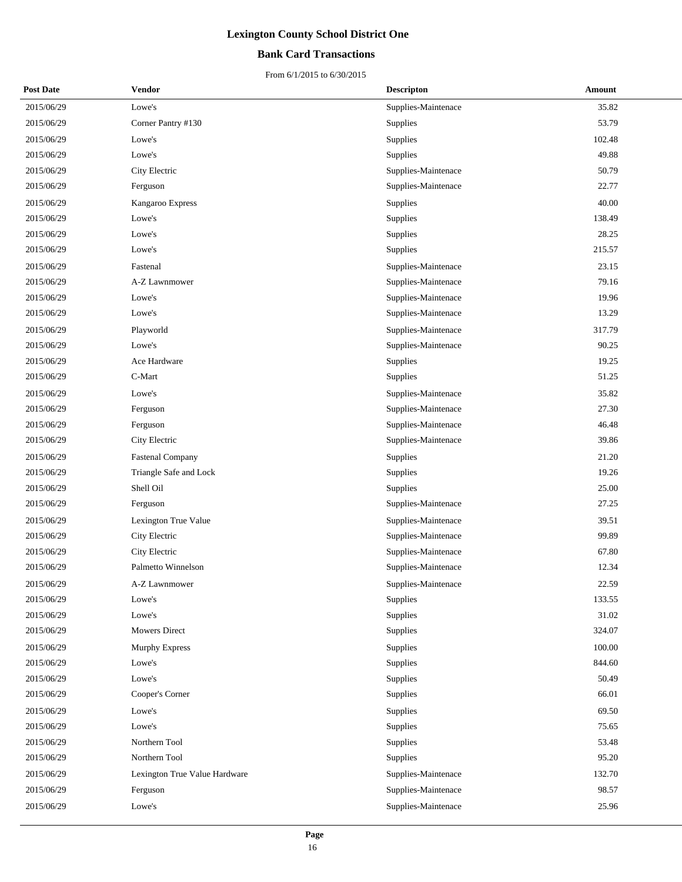# Lexington County School District One

## Bank Card Transactions

From 6/1/2015 to 6/30/2015

| Post Date | Vendor | Descripton | Amount |
|---|---|---|---|
| 2015/06/29 | Lowe's | Supplies-Maintenace | 35.82 |
| 2015/06/29 | Corner Pantry #130 | Supplies | 53.79 |
| 2015/06/29 | Lowe's | Supplies | 102.48 |
| 2015/06/29 | Lowe's | Supplies | 49.88 |
| 2015/06/29 | City Electric | Supplies-Maintenace | 50.79 |
| 2015/06/29 | Ferguson | Supplies-Maintenace | 22.77 |
| 2015/06/29 | Kangaroo Express | Supplies | 40.00 |
| 2015/06/29 | Lowe's | Supplies | 138.49 |
| 2015/06/29 | Lowe's | Supplies | 28.25 |
| 2015/06/29 | Lowe's | Supplies | 215.57 |
| 2015/06/29 | Fastenal | Supplies-Maintenace | 23.15 |
| 2015/06/29 | A-Z Lawnmower | Supplies-Maintenace | 79.16 |
| 2015/06/29 | Lowe's | Supplies-Maintenace | 19.96 |
| 2015/06/29 | Lowe's | Supplies-Maintenace | 13.29 |
| 2015/06/29 | Playworld | Supplies-Maintenace | 317.79 |
| 2015/06/29 | Lowe's | Supplies-Maintenace | 90.25 |
| 2015/06/29 | Ace Hardware | Supplies | 19.25 |
| 2015/06/29 | C-Mart | Supplies | 51.25 |
| 2015/06/29 | Lowe's | Supplies-Maintenace | 35.82 |
| 2015/06/29 | Ferguson | Supplies-Maintenace | 27.30 |
| 2015/06/29 | Ferguson | Supplies-Maintenace | 46.48 |
| 2015/06/29 | City Electric | Supplies-Maintenace | 39.86 |
| 2015/06/29 | Fastenal Company | Supplies | 21.20 |
| 2015/06/29 | Triangle Safe and Lock | Supplies | 19.26 |
| 2015/06/29 | Shell Oil | Supplies | 25.00 |
| 2015/06/29 | Ferguson | Supplies-Maintenace | 27.25 |
| 2015/06/29 | Lexington True Value | Supplies-Maintenace | 39.51 |
| 2015/06/29 | City Electric | Supplies-Maintenace | 99.89 |
| 2015/06/29 | City Electric | Supplies-Maintenace | 67.80 |
| 2015/06/29 | Palmetto Winnelson | Supplies-Maintenace | 12.34 |
| 2015/06/29 | A-Z Lawnmower | Supplies-Maintenace | 22.59 |
| 2015/06/29 | Lowe's | Supplies | 133.55 |
| 2015/06/29 | Lowe's | Supplies | 31.02 |
| 2015/06/29 | Mowers Direct | Supplies | 324.07 |
| 2015/06/29 | Murphy Express | Supplies | 100.00 |
| 2015/06/29 | Lowe's | Supplies | 844.60 |
| 2015/06/29 | Lowe's | Supplies | 50.49 |
| 2015/06/29 | Cooper's Corner | Supplies | 66.01 |
| 2015/06/29 | Lowe's | Supplies | 69.50 |
| 2015/06/29 | Lowe's | Supplies | 75.65 |
| 2015/06/29 | Northern Tool | Supplies | 53.48 |
| 2015/06/29 | Northern Tool | Supplies | 95.20 |
| 2015/06/29 | Lexington True Value Hardware | Supplies-Maintenace | 132.70 |
| 2015/06/29 | Ferguson | Supplies-Maintenace | 98.57 |
| 2015/06/29 | Lowe's | Supplies-Maintenace | 25.96 |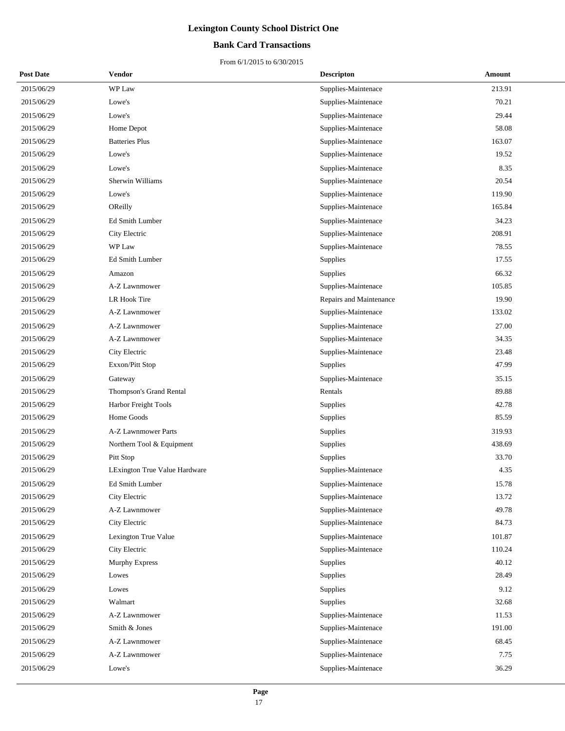# Lexington County School District One

## Bank Card Transactions

From 6/1/2015 to 6/30/2015

| Post Date | Vendor | Descripton | Amount |
|---|---|---|---|
| 2015/06/29 | WP Law | Supplies-Maintenace | 213.91 |
| 2015/06/29 | Lowe's | Supplies-Maintenace | 70.21 |
| 2015/06/29 | Lowe's | Supplies-Maintenace | 29.44 |
| 2015/06/29 | Home Depot | Supplies-Maintenace | 58.08 |
| 2015/06/29 | Batteries Plus | Supplies-Maintenace | 163.07 |
| 2015/06/29 | Lowe's | Supplies-Maintenace | 19.52 |
| 2015/06/29 | Lowe's | Supplies-Maintenace | 8.35 |
| 2015/06/29 | Sherwin Williams | Supplies-Maintenace | 20.54 |
| 2015/06/29 | Lowe's | Supplies-Maintenace | 119.90 |
| 2015/06/29 | OReilly | Supplies-Maintenace | 165.84 |
| 2015/06/29 | Ed Smith Lumber | Supplies-Maintenace | 34.23 |
| 2015/06/29 | City Electric | Supplies-Maintenace | 208.91 |
| 2015/06/29 | WP Law | Supplies-Maintenace | 78.55 |
| 2015/06/29 | Ed Smith Lumber | Supplies | 17.55 |
| 2015/06/29 | Amazon | Supplies | 66.32 |
| 2015/06/29 | A-Z Lawnmower | Supplies-Maintenace | 105.85 |
| 2015/06/29 | LR Hook Tire | Repairs and Maintenance | 19.90 |
| 2015/06/29 | A-Z Lawnmower | Supplies-Maintenace | 133.02 |
| 2015/06/29 | A-Z Lawnmower | Supplies-Maintenace | 27.00 |
| 2015/06/29 | A-Z Lawnmower | Supplies-Maintenace | 34.35 |
| 2015/06/29 | City Electric | Supplies-Maintenace | 23.48 |
| 2015/06/29 | Exxon/Pitt Stop | Supplies | 47.99 |
| 2015/06/29 | Gateway | Supplies-Maintenace | 35.15 |
| 2015/06/29 | Thompson's Grand Rental | Rentals | 89.88 |
| 2015/06/29 | Harbor Freight Tools | Supplies | 42.78 |
| 2015/06/29 | Home Goods | Supplies | 85.59 |
| 2015/06/29 | A-Z Lawnmower Parts | Supplies | 319.93 |
| 2015/06/29 | Northern Tool & Equipment | Supplies | 438.69 |
| 2015/06/29 | Pitt Stop | Supplies | 33.70 |
| 2015/06/29 | LExington True Value Hardware | Supplies-Maintenace | 4.35 |
| 2015/06/29 | Ed Smith Lumber | Supplies-Maintenace | 15.78 |
| 2015/06/29 | City Electric | Supplies-Maintenace | 13.72 |
| 2015/06/29 | A-Z Lawnmower | Supplies-Maintenace | 49.78 |
| 2015/06/29 | City Electric | Supplies-Maintenace | 84.73 |
| 2015/06/29 | Lexington True Value | Supplies-Maintenace | 101.87 |
| 2015/06/29 | City Electric | Supplies-Maintenace | 110.24 |
| 2015/06/29 | Murphy Express | Supplies | 40.12 |
| 2015/06/29 | Lowes | Supplies | 28.49 |
| 2015/06/29 | Lowes | Supplies | 9.12 |
| 2015/06/29 | Walmart | Supplies | 32.68 |
| 2015/06/29 | A-Z Lawnmower | Supplies-Maintenace | 11.53 |
| 2015/06/29 | Smith & Jones | Supplies-Maintenace | 191.00 |
| 2015/06/29 | A-Z Lawnmower | Supplies-Maintenace | 68.45 |
| 2015/06/29 | A-Z Lawnmower | Supplies-Maintenace | 7.75 |
| 2015/06/29 | Lowe's | Supplies-Maintenace | 36.29 |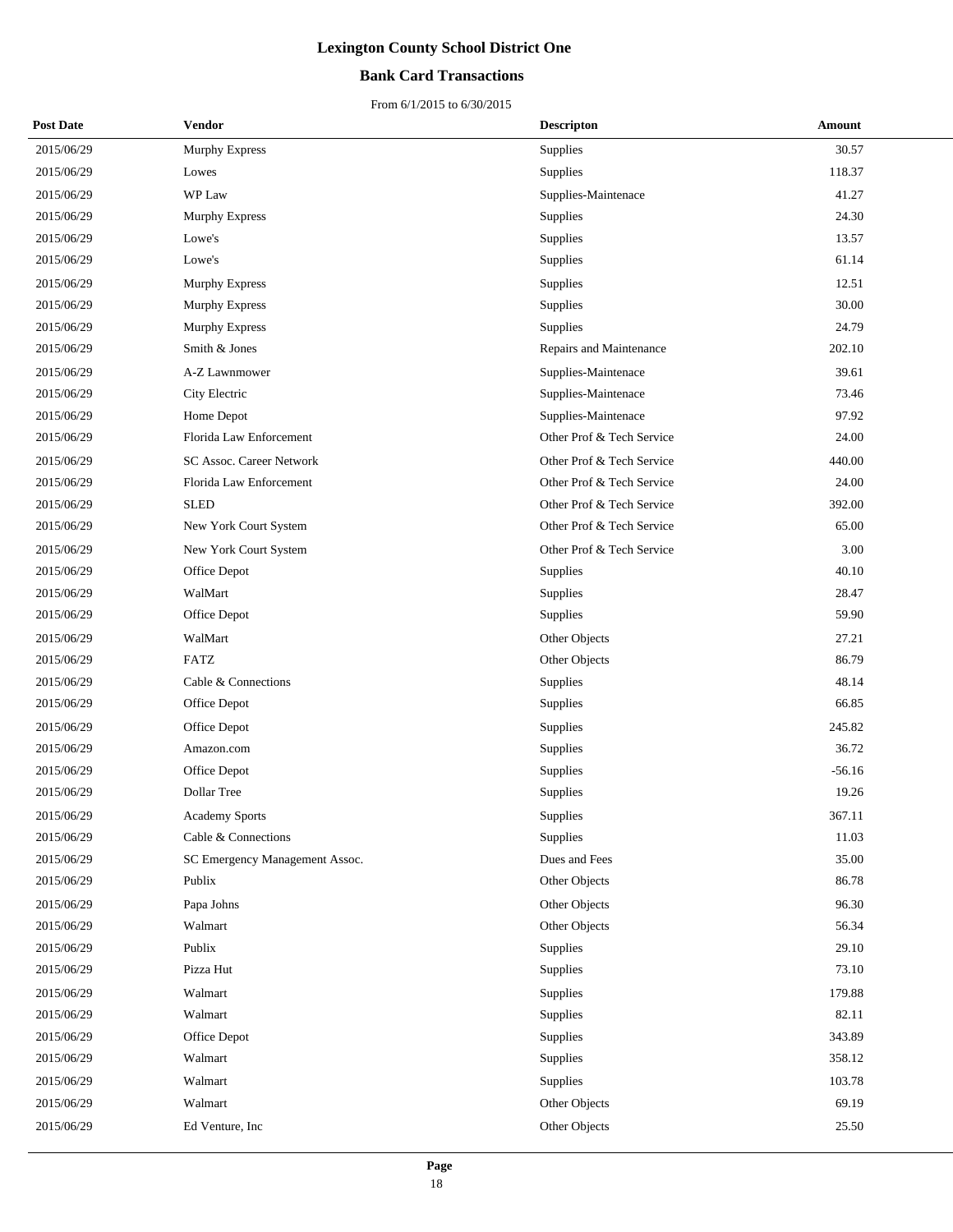# Lexington County School District One

## Bank Card Transactions

From 6/1/2015 to 6/30/2015

| Post Date | Vendor | Descripton | Amount |
|---|---|---|---|
| 2015/06/29 | Murphy Express | Supplies | 30.57 |
| 2015/06/29 | Lowes | Supplies | 118.37 |
| 2015/06/29 | WP Law | Supplies-Maintenace | 41.27 |
| 2015/06/29 | Murphy Express | Supplies | 24.30 |
| 2015/06/29 | Lowe's | Supplies | 13.57 |
| 2015/06/29 | Lowe's | Supplies | 61.14 |
| 2015/06/29 | Murphy Express | Supplies | 12.51 |
| 2015/06/29 | Murphy Express | Supplies | 30.00 |
| 2015/06/29 | Murphy Express | Supplies | 24.79 |
| 2015/06/29 | Smith & Jones | Repairs and Maintenance | 202.10 |
| 2015/06/29 | A-Z Lawnmower | Supplies-Maintenace | 39.61 |
| 2015/06/29 | City Electric | Supplies-Maintenace | 73.46 |
| 2015/06/29 | Home Depot | Supplies-Maintenace | 97.92 |
| 2015/06/29 | Florida Law Enforcement | Other Prof & Tech Service | 24.00 |
| 2015/06/29 | SC Assoc. Career Network | Other Prof & Tech Service | 440.00 |
| 2015/06/29 | Florida Law Enforcement | Other Prof & Tech Service | 24.00 |
| 2015/06/29 | SLED | Other Prof & Tech Service | 392.00 |
| 2015/06/29 | New York Court System | Other Prof & Tech Service | 65.00 |
| 2015/06/29 | New York Court System | Other Prof & Tech Service | 3.00 |
| 2015/06/29 | Office Depot | Supplies | 40.10 |
| 2015/06/29 | WalMart | Supplies | 28.47 |
| 2015/06/29 | Office Depot | Supplies | 59.90 |
| 2015/06/29 | WalMart | Other Objects | 27.21 |
| 2015/06/29 | FATZ | Other Objects | 86.79 |
| 2015/06/29 | Cable & Connections | Supplies | 48.14 |
| 2015/06/29 | Office Depot | Supplies | 66.85 |
| 2015/06/29 | Office Depot | Supplies | 245.82 |
| 2015/06/29 | Amazon.com | Supplies | 36.72 |
| 2015/06/29 | Office Depot | Supplies | -56.16 |
| 2015/06/29 | Dollar Tree | Supplies | 19.26 |
| 2015/06/29 | Academy Sports | Supplies | 367.11 |
| 2015/06/29 | Cable & Connections | Supplies | 11.03 |
| 2015/06/29 | SC Emergency Management Assoc. | Dues and Fees | 35.00 |
| 2015/06/29 | Publix | Other Objects | 86.78 |
| 2015/06/29 | Papa Johns | Other Objects | 96.30 |
| 2015/06/29 | Walmart | Other Objects | 56.34 |
| 2015/06/29 | Publix | Supplies | 29.10 |
| 2015/06/29 | Pizza Hut | Supplies | 73.10 |
| 2015/06/29 | Walmart | Supplies | 179.88 |
| 2015/06/29 | Walmart | Supplies | 82.11 |
| 2015/06/29 | Office Depot | Supplies | 343.89 |
| 2015/06/29 | Walmart | Supplies | 358.12 |
| 2015/06/29 | Walmart | Supplies | 103.78 |
| 2015/06/29 | Walmart | Other Objects | 69.19 |
| 2015/06/29 | Ed Venture, Inc | Other Objects | 25.50 |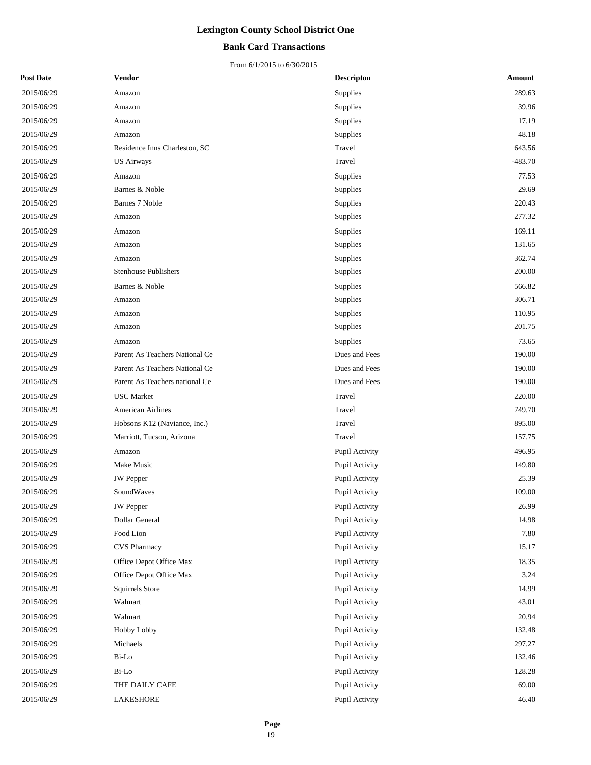# Lexington County School District One

## Bank Card Transactions

From 6/1/2015 to 6/30/2015

| Post Date | Vendor | Descripton | Amount |
|---|---|---|---|
| 2015/06/29 | Amazon | Supplies | 289.63 |
| 2015/06/29 | Amazon | Supplies | 39.96 |
| 2015/06/29 | Amazon | Supplies | 17.19 |
| 2015/06/29 | Amazon | Supplies | 48.18 |
| 2015/06/29 | Residence Inns Charleston, SC | Travel | 643.56 |
| 2015/06/29 | US Airways | Travel | -483.70 |
| 2015/06/29 | Amazon | Supplies | 77.53 |
| 2015/06/29 | Barnes & Noble | Supplies | 29.69 |
| 2015/06/29 | Barnes 7 Noble | Supplies | 220.43 |
| 2015/06/29 | Amazon | Supplies | 277.32 |
| 2015/06/29 | Amazon | Supplies | 169.11 |
| 2015/06/29 | Amazon | Supplies | 131.65 |
| 2015/06/29 | Amazon | Supplies | 362.74 |
| 2015/06/29 | Stenhouse Publishers | Supplies | 200.00 |
| 2015/06/29 | Barnes & Noble | Supplies | 566.82 |
| 2015/06/29 | Amazon | Supplies | 306.71 |
| 2015/06/29 | Amazon | Supplies | 110.95 |
| 2015/06/29 | Amazon | Supplies | 201.75 |
| 2015/06/29 | Amazon | Supplies | 73.65 |
| 2015/06/29 | Parent As Teachers National Ce | Dues and Fees | 190.00 |
| 2015/06/29 | Parent As Teachers National Ce | Dues and Fees | 190.00 |
| 2015/06/29 | Parent As Teachers national Ce | Dues and Fees | 190.00 |
| 2015/06/29 | USC Market | Travel | 220.00 |
| 2015/06/29 | American Airlines | Travel | 749.70 |
| 2015/06/29 | Hobsons K12 (Naviance, Inc.) | Travel | 895.00 |
| 2015/06/29 | Marriott, Tucson, Arizona | Travel | 157.75 |
| 2015/06/29 | Amazon | Pupil Activity | 496.95 |
| 2015/06/29 | Make Music | Pupil Activity | 149.80 |
| 2015/06/29 | JW Pepper | Pupil Activity | 25.39 |
| 2015/06/29 | SoundWaves | Pupil Activity | 109.00 |
| 2015/06/29 | JW Pepper | Pupil Activity | 26.99 |
| 2015/06/29 | Dollar General | Pupil Activity | 14.98 |
| 2015/06/29 | Food Lion | Pupil Activity | 7.80 |
| 2015/06/29 | CVS Pharmacy | Pupil Activity | 15.17 |
| 2015/06/29 | Office Depot Office Max | Pupil Activity | 18.35 |
| 2015/06/29 | Office Depot Office Max | Pupil Activity | 3.24 |
| 2015/06/29 | Squirrels Store | Pupil Activity | 14.99 |
| 2015/06/29 | Walmart | Pupil Activity | 43.01 |
| 2015/06/29 | Walmart | Pupil Activity | 20.94 |
| 2015/06/29 | Hobby Lobby | Pupil Activity | 132.48 |
| 2015/06/29 | Michaels | Pupil Activity | 297.27 |
| 2015/06/29 | Bi-Lo | Pupil Activity | 132.46 |
| 2015/06/29 | Bi-Lo | Pupil Activity | 128.28 |
| 2015/06/29 | THE DAILY CAFE | Pupil Activity | 69.00 |
| 2015/06/29 | LAKESHORE | Pupil Activity | 46.40 |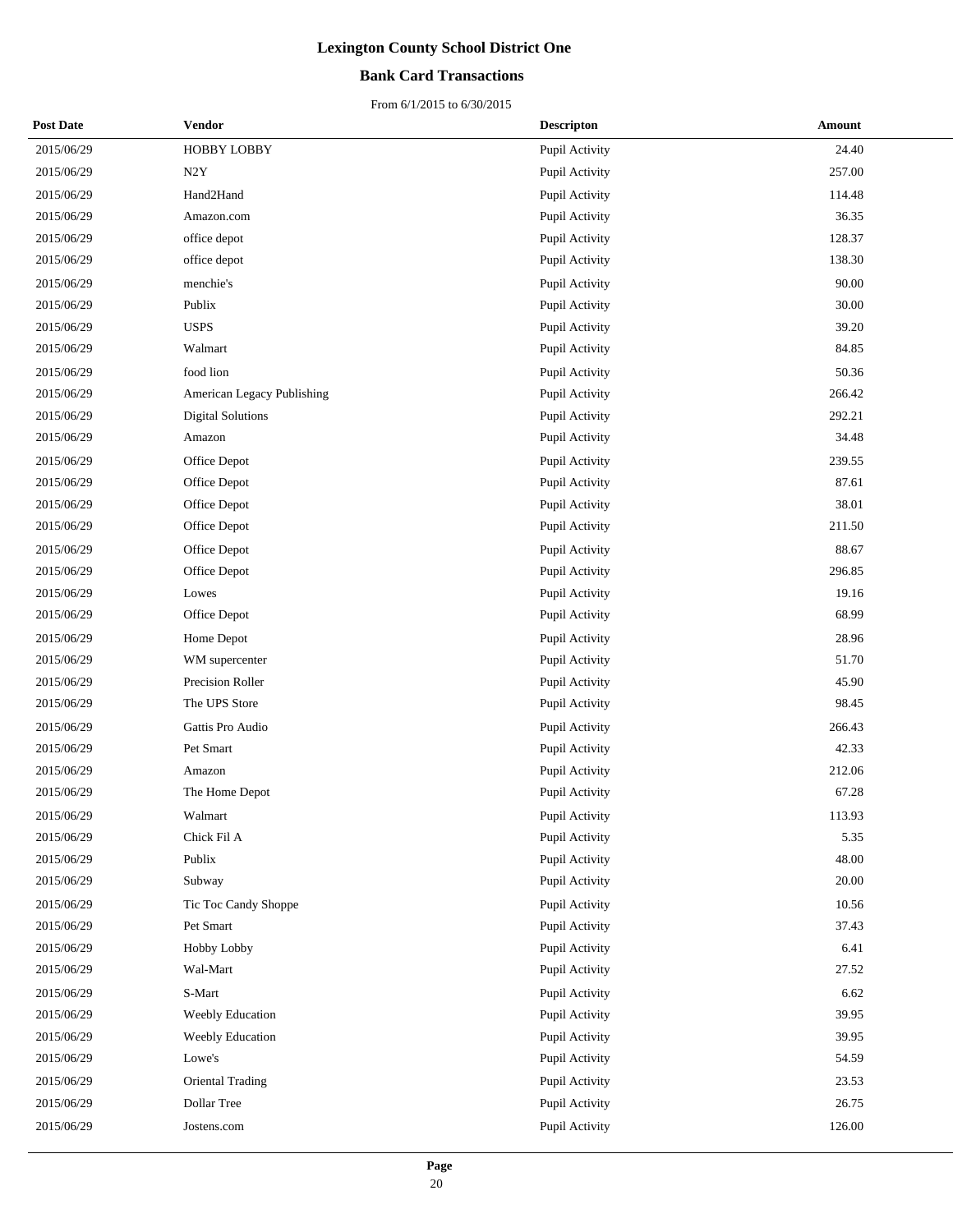# Lexington County School District One

## Bank Card Transactions

From 6/1/2015 to 6/30/2015

| Post Date | Vendor | Descripton | Amount |
|---|---|---|---|
| 2015/06/29 | HOBBY LOBBY | Pupil Activity | 24.40 |
| 2015/06/29 | N2Y | Pupil Activity | 257.00 |
| 2015/06/29 | Hand2Hand | Pupil Activity | 114.48 |
| 2015/06/29 | Amazon.com | Pupil Activity | 36.35 |
| 2015/06/29 | office depot | Pupil Activity | 128.37 |
| 2015/06/29 | office depot | Pupil Activity | 138.30 |
| 2015/06/29 | menchie's | Pupil Activity | 90.00 |
| 2015/06/29 | Publix | Pupil Activity | 30.00 |
| 2015/06/29 | USPS | Pupil Activity | 39.20 |
| 2015/06/29 | Walmart | Pupil Activity | 84.85 |
| 2015/06/29 | food lion | Pupil Activity | 50.36 |
| 2015/06/29 | American Legacy Publishing | Pupil Activity | 266.42 |
| 2015/06/29 | Digital Solutions | Pupil Activity | 292.21 |
| 2015/06/29 | Amazon | Pupil Activity | 34.48 |
| 2015/06/29 | Office Depot | Pupil Activity | 239.55 |
| 2015/06/29 | Office Depot | Pupil Activity | 87.61 |
| 2015/06/29 | Office Depot | Pupil Activity | 38.01 |
| 2015/06/29 | Office Depot | Pupil Activity | 211.50 |
| 2015/06/29 | Office Depot | Pupil Activity | 88.67 |
| 2015/06/29 | Office Depot | Pupil Activity | 296.85 |
| 2015/06/29 | Lowes | Pupil Activity | 19.16 |
| 2015/06/29 | Office Depot | Pupil Activity | 68.99 |
| 2015/06/29 | Home Depot | Pupil Activity | 28.96 |
| 2015/06/29 | WM supercenter | Pupil Activity | 51.70 |
| 2015/06/29 | Precision Roller | Pupil Activity | 45.90 |
| 2015/06/29 | The UPS Store | Pupil Activity | 98.45 |
| 2015/06/29 | Gattis Pro Audio | Pupil Activity | 266.43 |
| 2015/06/29 | Pet Smart | Pupil Activity | 42.33 |
| 2015/06/29 | Amazon | Pupil Activity | 212.06 |
| 2015/06/29 | The Home Depot | Pupil Activity | 67.28 |
| 2015/06/29 | Walmart | Pupil Activity | 113.93 |
| 2015/06/29 | Chick Fil A | Pupil Activity | 5.35 |
| 2015/06/29 | Publix | Pupil Activity | 48.00 |
| 2015/06/29 | Subway | Pupil Activity | 20.00 |
| 2015/06/29 | Tic Toc Candy Shoppe | Pupil Activity | 10.56 |
| 2015/06/29 | Pet Smart | Pupil Activity | 37.43 |
| 2015/06/29 | Hobby Lobby | Pupil Activity | 6.41 |
| 2015/06/29 | Wal-Mart | Pupil Activity | 27.52 |
| 2015/06/29 | S-Mart | Pupil Activity | 6.62 |
| 2015/06/29 | Weebly Education | Pupil Activity | 39.95 |
| 2015/06/29 | Weebly Education | Pupil Activity | 39.95 |
| 2015/06/29 | Lowe's | Pupil Activity | 54.59 |
| 2015/06/29 | Oriental Trading | Pupil Activity | 23.53 |
| 2015/06/29 | Dollar Tree | Pupil Activity | 26.75 |
| 2015/06/29 | Jostens.com | Pupil Activity | 126.00 |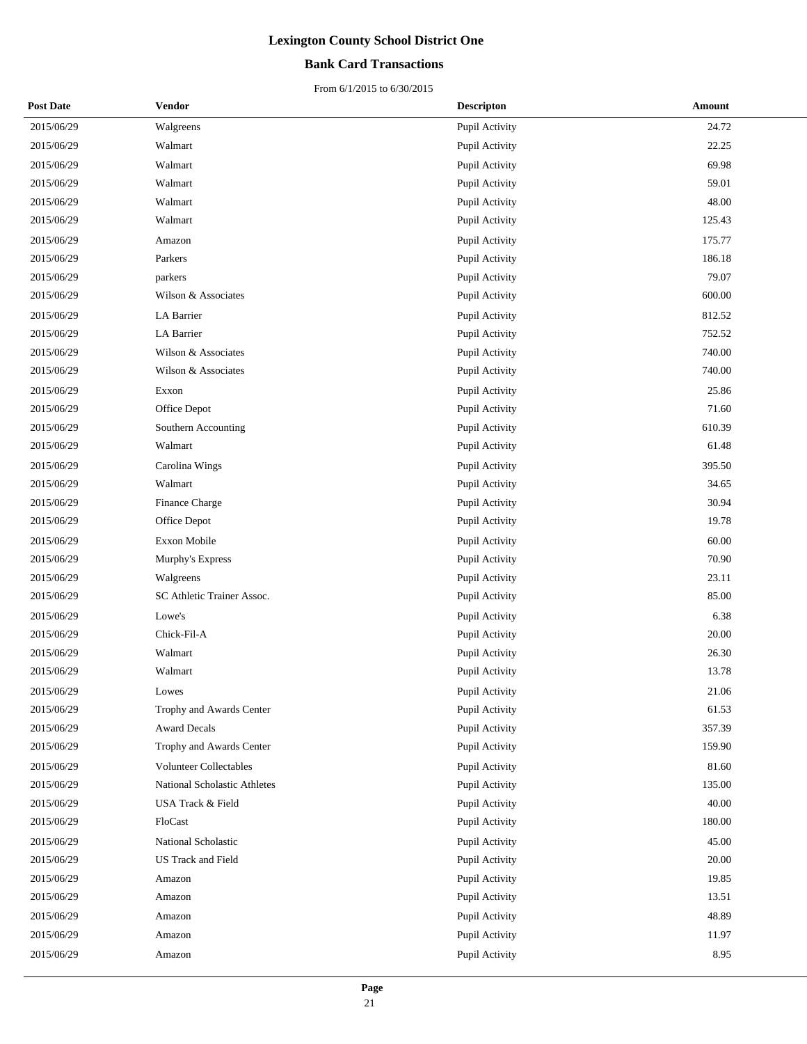# Lexington County School District One

## Bank Card Transactions

From 6/1/2015 to 6/30/2015

| Post Date | Vendor | Descripton | Amount |
|---|---|---|---|
| 2015/06/29 | Walgreens | Pupil Activity | 24.72 |
| 2015/06/29 | Walmart | Pupil Activity | 22.25 |
| 2015/06/29 | Walmart | Pupil Activity | 69.98 |
| 2015/06/29 | Walmart | Pupil Activity | 59.01 |
| 2015/06/29 | Walmart | Pupil Activity | 48.00 |
| 2015/06/29 | Walmart | Pupil Activity | 125.43 |
| 2015/06/29 | Amazon | Pupil Activity | 175.77 |
| 2015/06/29 | Parkers | Pupil Activity | 186.18 |
| 2015/06/29 | parkers | Pupil Activity | 79.07 |
| 2015/06/29 | Wilson & Associates | Pupil Activity | 600.00 |
| 2015/06/29 | LA Barrier | Pupil Activity | 812.52 |
| 2015/06/29 | LA Barrier | Pupil Activity | 752.52 |
| 2015/06/29 | Wilson & Associates | Pupil Activity | 740.00 |
| 2015/06/29 | Wilson & Associates | Pupil Activity | 740.00 |
| 2015/06/29 | Exxon | Pupil Activity | 25.86 |
| 2015/06/29 | Office Depot | Pupil Activity | 71.60 |
| 2015/06/29 | Southern Accounting | Pupil Activity | 610.39 |
| 2015/06/29 | Walmart | Pupil Activity | 61.48 |
| 2015/06/29 | Carolina Wings | Pupil Activity | 395.50 |
| 2015/06/29 | Walmart | Pupil Activity | 34.65 |
| 2015/06/29 | Finance Charge | Pupil Activity | 30.94 |
| 2015/06/29 | Office Depot | Pupil Activity | 19.78 |
| 2015/06/29 | Exxon Mobile | Pupil Activity | 60.00 |
| 2015/06/29 | Murphy's Express | Pupil Activity | 70.90 |
| 2015/06/29 | Walgreens | Pupil Activity | 23.11 |
| 2015/06/29 | SC Athletic Trainer Assoc. | Pupil Activity | 85.00 |
| 2015/06/29 | Lowe's | Pupil Activity | 6.38 |
| 2015/06/29 | Chick-Fil-A | Pupil Activity | 20.00 |
| 2015/06/29 | Walmart | Pupil Activity | 26.30 |
| 2015/06/29 | Walmart | Pupil Activity | 13.78 |
| 2015/06/29 | Lowes | Pupil Activity | 21.06 |
| 2015/06/29 | Trophy and Awards Center | Pupil Activity | 61.53 |
| 2015/06/29 | Award Decals | Pupil Activity | 357.39 |
| 2015/06/29 | Trophy and Awards Center | Pupil Activity | 159.90 |
| 2015/06/29 | Volunteer Collectables | Pupil Activity | 81.60 |
| 2015/06/29 | National Scholastic Athletes | Pupil Activity | 135.00 |
| 2015/06/29 | USA Track & Field | Pupil Activity | 40.00 |
| 2015/06/29 | FloCast | Pupil Activity | 180.00 |
| 2015/06/29 | National Scholastic | Pupil Activity | 45.00 |
| 2015/06/29 | US Track and Field | Pupil Activity | 20.00 |
| 2015/06/29 | Amazon | Pupil Activity | 19.85 |
| 2015/06/29 | Amazon | Pupil Activity | 13.51 |
| 2015/06/29 | Amazon | Pupil Activity | 48.89 |
| 2015/06/29 | Amazon | Pupil Activity | 11.97 |
| 2015/06/29 | Amazon | Pupil Activity | 8.95 |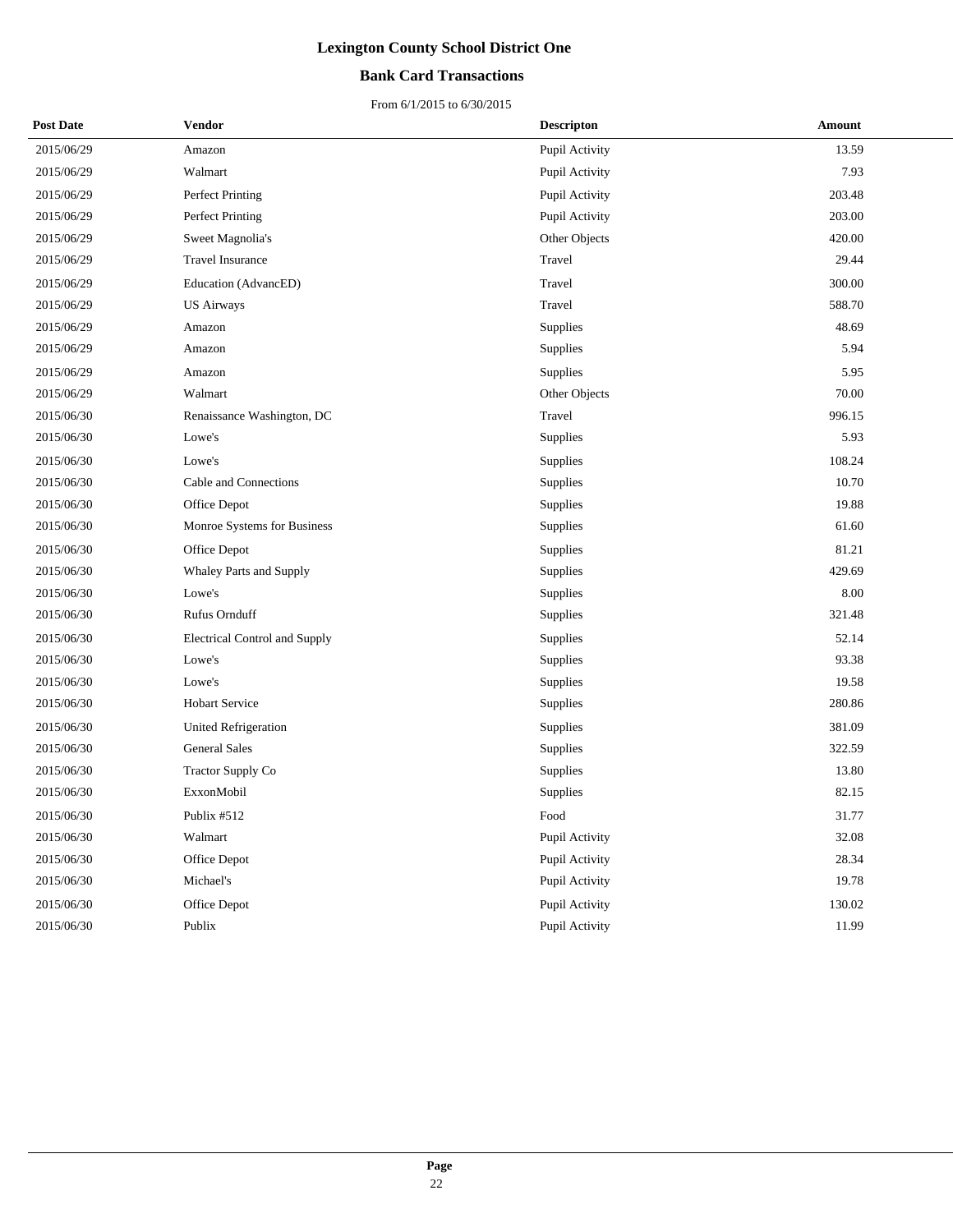# Lexington County School District One

## Bank Card Transactions

From 6/1/2015 to 6/30/2015

| Post Date | Vendor | Descripton | Amount |
|---|---|---|---|
| 2015/06/29 | Amazon | Pupil Activity | 13.59 |
| 2015/06/29 | Walmart | Pupil Activity | 7.93 |
| 2015/06/29 | Perfect Printing | Pupil Activity | 203.48 |
| 2015/06/29 | Perfect Printing | Pupil Activity | 203.00 |
| 2015/06/29 | Sweet Magnolia's | Other Objects | 420.00 |
| 2015/06/29 | Travel Insurance | Travel | 29.44 |
| 2015/06/29 | Education (AdvancED) | Travel | 300.00 |
| 2015/06/29 | US Airways | Travel | 588.70 |
| 2015/06/29 | Amazon | Supplies | 48.69 |
| 2015/06/29 | Amazon | Supplies | 5.94 |
| 2015/06/29 | Amazon | Supplies | 5.95 |
| 2015/06/29 | Walmart | Other Objects | 70.00 |
| 2015/06/30 | Renaissance Washington, DC | Travel | 996.15 |
| 2015/06/30 | Lowe's | Supplies | 5.93 |
| 2015/06/30 | Lowe's | Supplies | 108.24 |
| 2015/06/30 | Cable and Connections | Supplies | 10.70 |
| 2015/06/30 | Office Depot | Supplies | 19.88 |
| 2015/06/30 | Monroe Systems for Business | Supplies | 61.60 |
| 2015/06/30 | Office Depot | Supplies | 81.21 |
| 2015/06/30 | Whaley Parts and Supply | Supplies | 429.69 |
| 2015/06/30 | Lowe's | Supplies | 8.00 |
| 2015/06/30 | Rufus Ornduff | Supplies | 321.48 |
| 2015/06/30 | Electrical Control and Supply | Supplies | 52.14 |
| 2015/06/30 | Lowe's | Supplies | 93.38 |
| 2015/06/30 | Lowe's | Supplies | 19.58 |
| 2015/06/30 | Hobart Service | Supplies | 280.86 |
| 2015/06/30 | United Refrigeration | Supplies | 381.09 |
| 2015/06/30 | General Sales | Supplies | 322.59 |
| 2015/06/30 | Tractor Supply Co | Supplies | 13.80 |
| 2015/06/30 | ExxonMobil | Supplies | 82.15 |
| 2015/06/30 | Publix #512 | Food | 31.77 |
| 2015/06/30 | Walmart | Pupil Activity | 32.08 |
| 2015/06/30 | Office Depot | Pupil Activity | 28.34 |
| 2015/06/30 | Michael's | Pupil Activity | 19.78 |
| 2015/06/30 | Office Depot | Pupil Activity | 130.02 |
| 2015/06/30 | Publix | Pupil Activity | 11.99 |